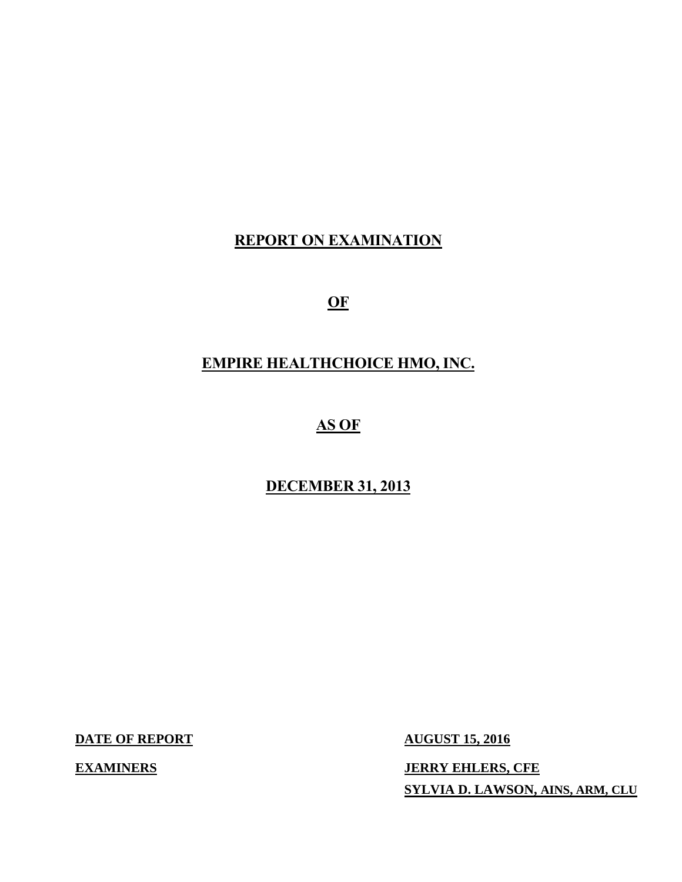# REPORT ON EXAMINATION

# OF

# EMPIRE HEALTHCHOICE HMO, INC.

# AS OF

# DECEMBER 31, 2013

**DATE OF REPORT** **AUGUST 15, 2016**

**EXAMINERS** **JERRY EHLERS, CFE**

**SYLVIA D. LAWSON, AINS, ARM, CLU**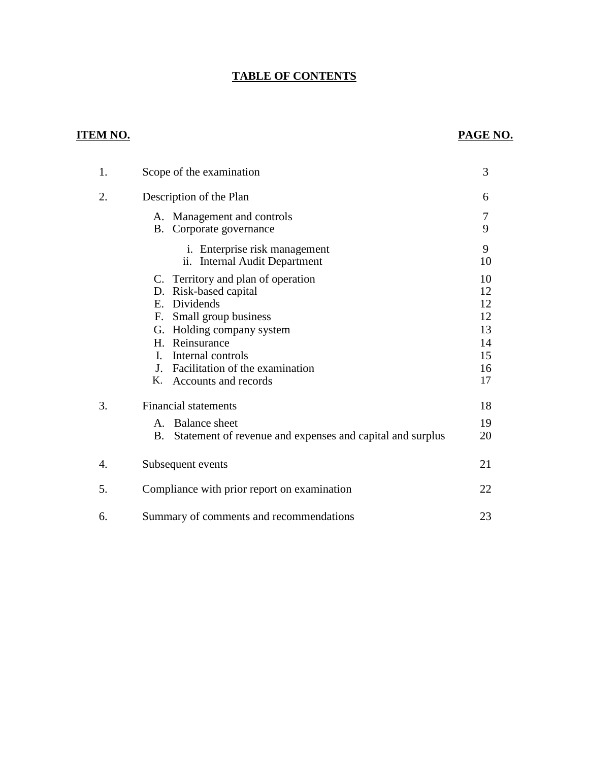# TABLE OF CONTENTS

| ITEM NO. | | PAGE NO. |
|---|---|---|
| 1. | Scope of the examination | 3 |
| 2. | Description of the Plan | 6 |
| | A. Management and controls | 7 |
| | B. Corporate governance | 9 |
| | i. Enterprise risk management | 9 |
| | ii. Internal Audit Department | 10 |
| | C. Territory and plan of operation | 10 |
| | D. Risk-based capital | 12 |
| | E. Dividends | 12 |
| | F. Small group business | 12 |
| | G. Holding company system | 13 |
| | H. Reinsurance | 14 |
| | I. Internal controls | 15 |
| | J. Facilitation of the examination | 16 |
| | K. Accounts and records | 17 |
| 3. | Financial statements | 18 |
| | A. Balance sheet | 19 |
| | B. Statement of revenue and expenses and capital and surplus | 20 |
| 4. | Subsequent events | 21 |
| 5. | Compliance with prior report on examination | 22 |
| 6. | Summary of comments and recommendations | 23 |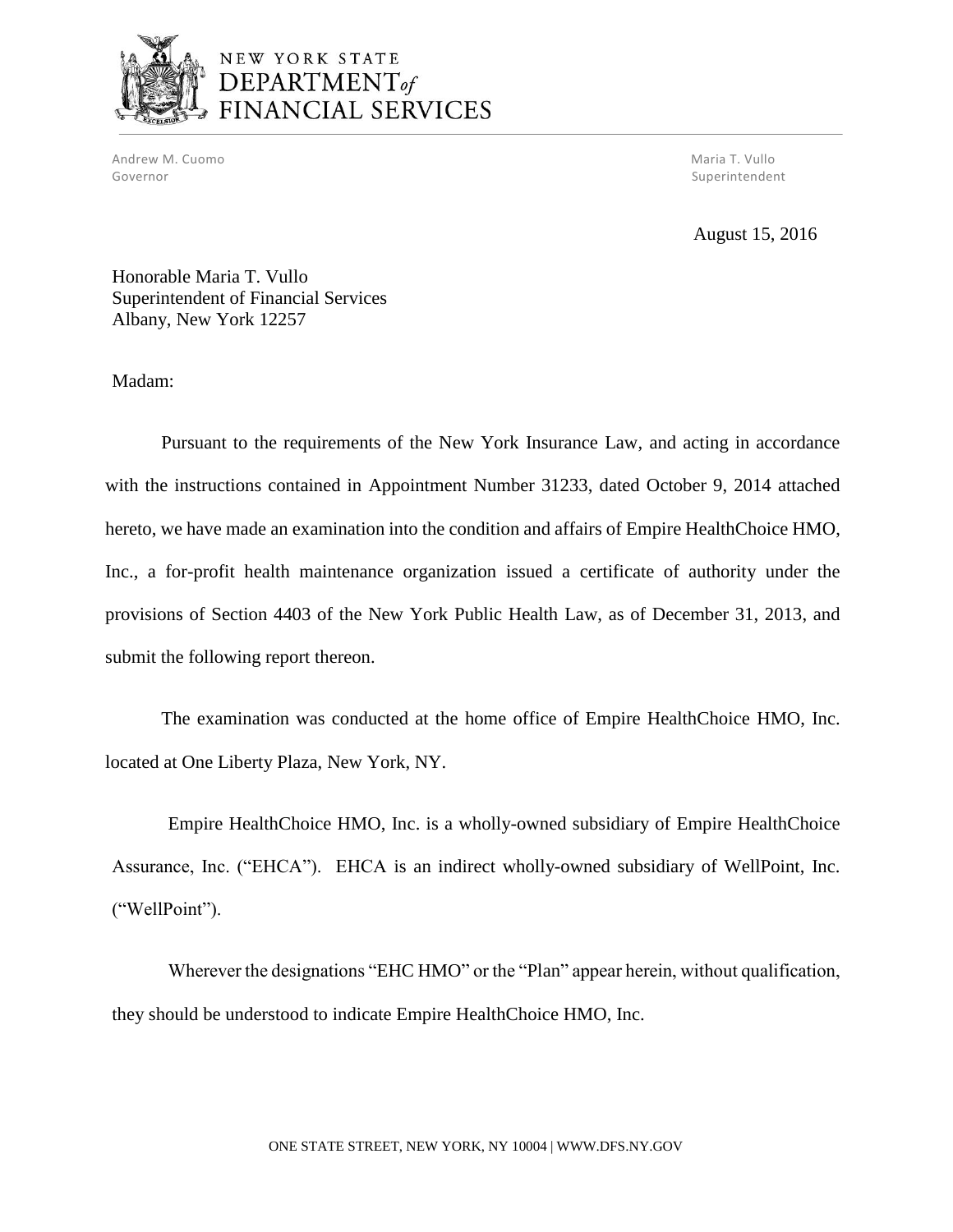NEW YORK STATE
DEPARTMENT of
FINANCIAL SERVICES

Andrew M. Cuomo
Governor

Maria T. Vullo
Superintendent

August 15, 2016

Honorable Maria T. Vullo
Superintendent of Financial Services
Albany, New York 12257

Madam:

Pursuant to the requirements of the New York Insurance Law, and acting in accordance with the instructions contained in Appointment Number 31233, dated October 9, 2014 attached hereto, we have made an examination into the condition and affairs of Empire HealthChoice HMO, Inc., a for-profit health maintenance organization issued a certificate of authority under the provisions of Section 4403 of the New York Public Health Law, as of December 31, 2013, and submit the following report thereon.

The examination was conducted at the home office of Empire HealthChoice HMO, Inc. located at One Liberty Plaza, New York, NY.

Empire HealthChoice HMO, Inc. is a wholly-owned subsidiary of Empire HealthChoice Assurance, Inc. ("EHCA"). EHCA is an indirect wholly-owned subsidiary of WellPoint, Inc. ("WellPoint").

Wherever the designations "EHC HMO" or the "Plan" appear herein, without qualification, they should be understood to indicate Empire HealthChoice HMO, Inc.

ONE STATE STREET, NEW YORK, NY 10004 | WWW.DFS.NY.GOV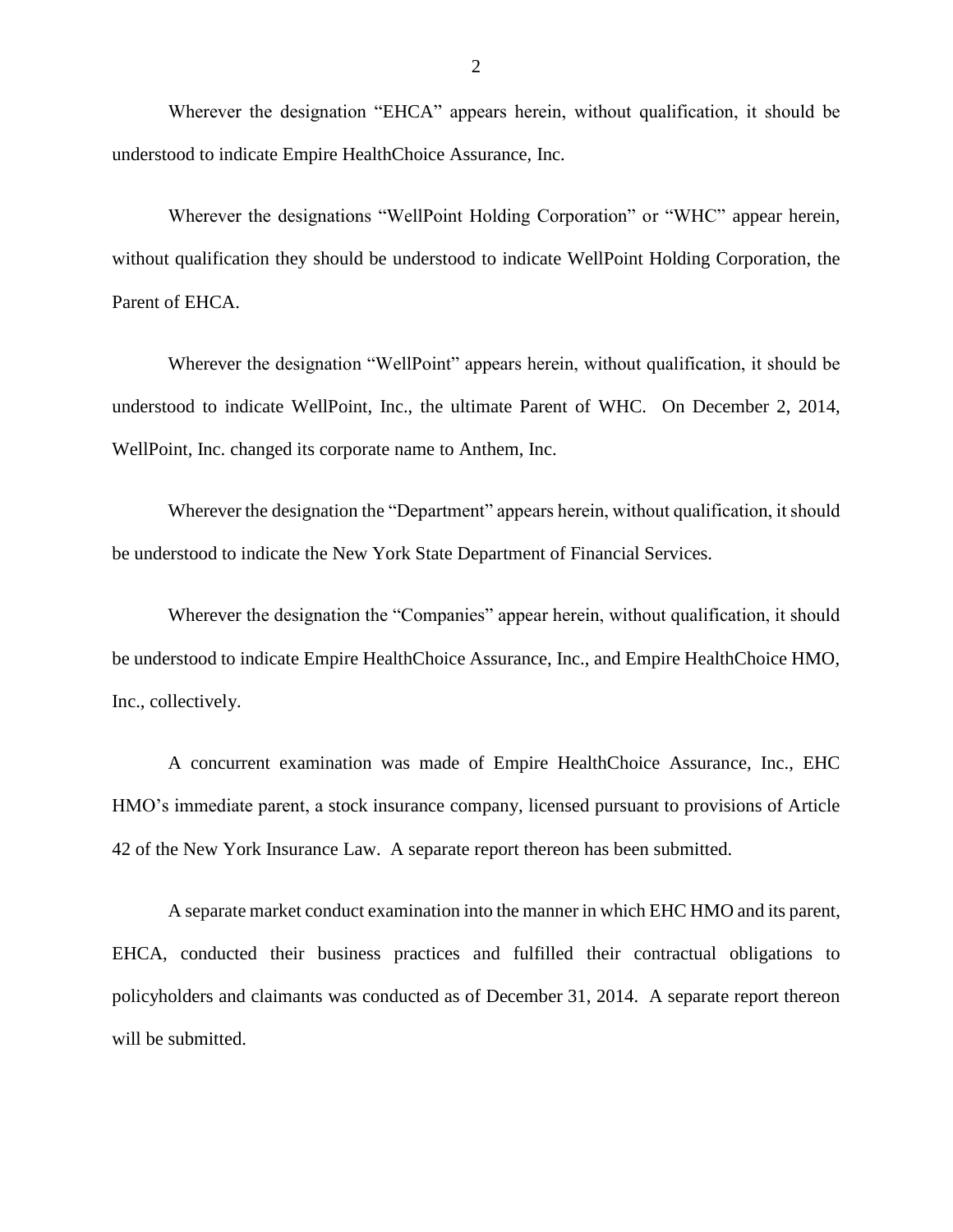Wherever the designation "EHCA" appears herein, without qualification, it should be understood to indicate Empire HealthChoice Assurance, Inc.

Wherever the designations "WellPoint Holding Corporation" or "WHC" appear herein, without qualification they should be understood to indicate WellPoint Holding Corporation, the Parent of EHCA.

Wherever the designation "WellPoint" appears herein, without qualification, it should be understood to indicate WellPoint, Inc., the ultimate Parent of WHC. On December 2, 2014, WellPoint, Inc. changed its corporate name to Anthem, Inc.

Wherever the designation the "Department" appears herein, without qualification, it should be understood to indicate the New York State Department of Financial Services.

Wherever the designation the "Companies" appear herein, without qualification, it should be understood to indicate Empire HealthChoice Assurance, Inc., and Empire HealthChoice HMO, Inc., collectively.

A concurrent examination was made of Empire HealthChoice Assurance, Inc., EHC HMO's immediate parent, a stock insurance company, licensed pursuant to provisions of Article 42 of the New York Insurance Law. A separate report thereon has been submitted.

A separate market conduct examination into the manner in which EHC HMO and its parent, EHCA, conducted their business practices and fulfilled their contractual obligations to policyholders and claimants was conducted as of December 31, 2014. A separate report thereon will be submitted.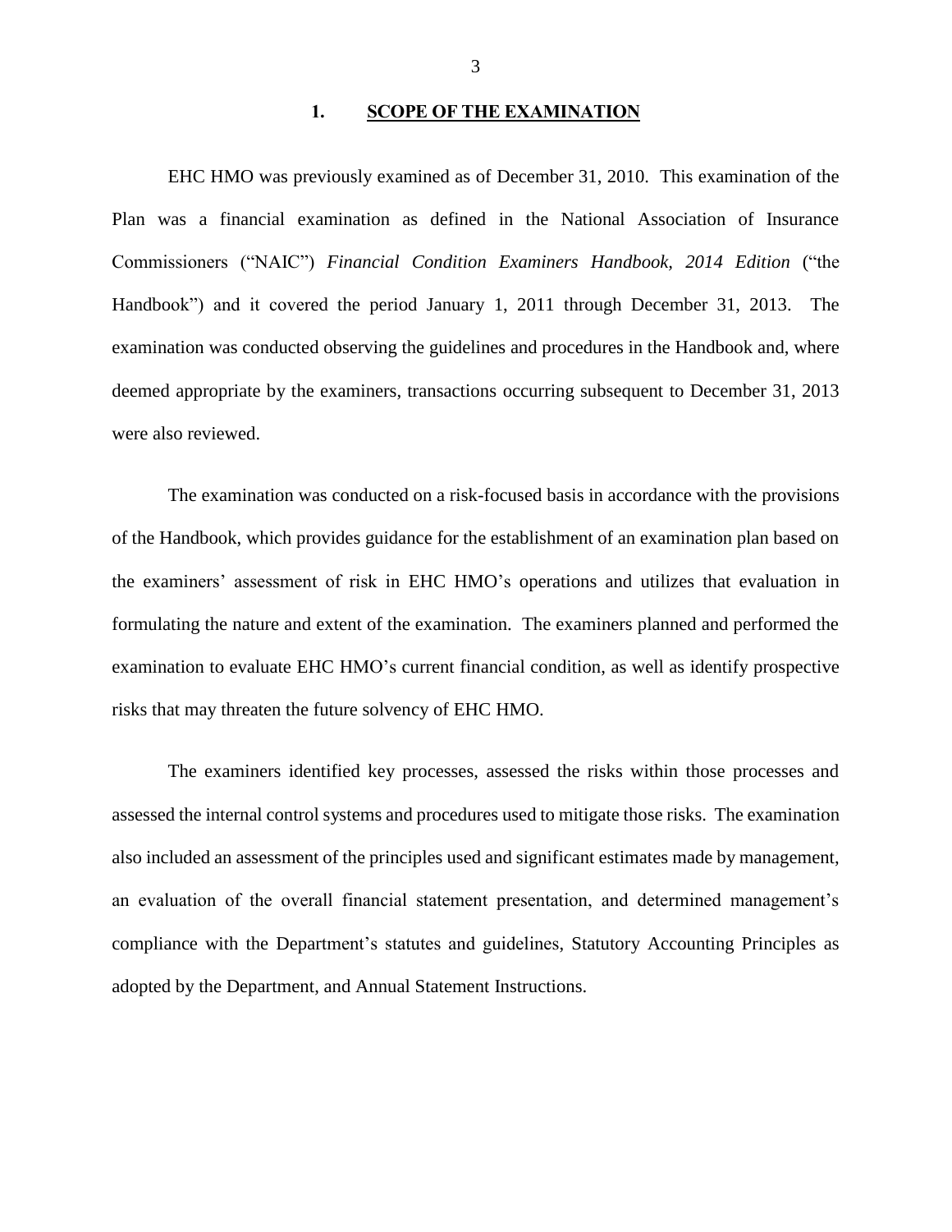## 1. **SCOPE OF THE EXAMINATION**

EHC HMO was previously examined as of December 31, 2010. This examination of the Plan was a financial examination as defined in the National Association of Insurance Commissioners ("NAIC") *Financial Condition Examiners Handbook, 2014 Edition* ("the Handbook") and it covered the period January 1, 2011 through December 31, 2013. The examination was conducted observing the guidelines and procedures in the Handbook and, where deemed appropriate by the examiners, transactions occurring subsequent to December 31, 2013 were also reviewed.

The examination was conducted on a risk-focused basis in accordance with the provisions of the Handbook, which provides guidance for the establishment of an examination plan based on the examiners' assessment of risk in EHC HMO's operations and utilizes that evaluation in formulating the nature and extent of the examination. The examiners planned and performed the examination to evaluate EHC HMO's current financial condition, as well as identify prospective risks that may threaten the future solvency of EHC HMO.

The examiners identified key processes, assessed the risks within those processes and assessed the internal control systems and procedures used to mitigate those risks. The examination also included an assessment of the principles used and significant estimates made by management, an evaluation of the overall financial statement presentation, and determined management's compliance with the Department's statutes and guidelines, Statutory Accounting Principles as adopted by the Department, and Annual Statement Instructions.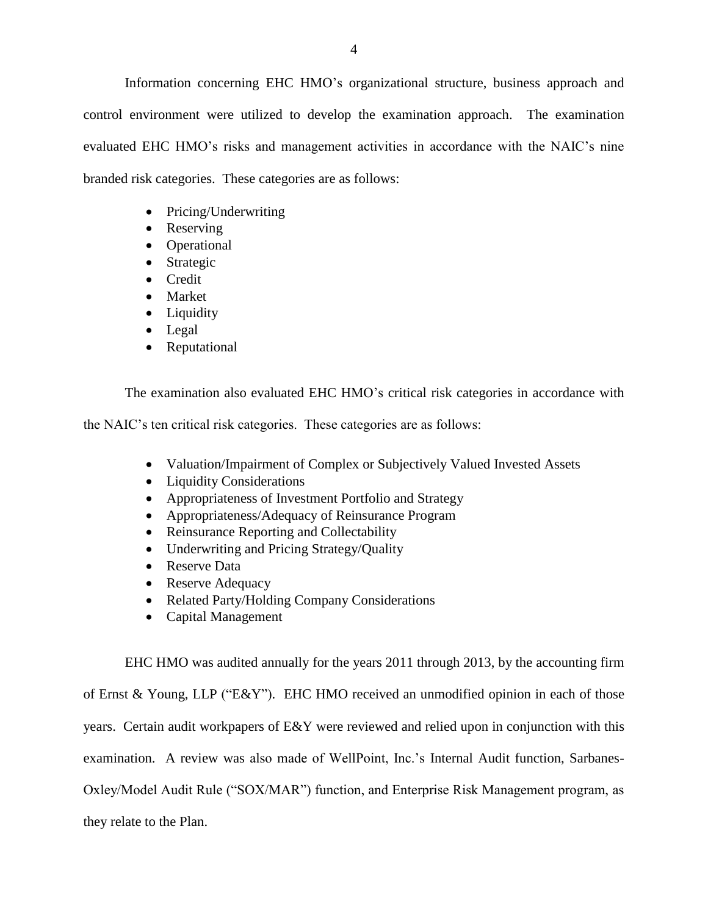Information concerning EHC HMO's organizational structure, business approach and control environment were utilized to develop the examination approach. The examination evaluated EHC HMO's risks and management activities in accordance with the NAIC's nine branded risk categories. These categories are as follows:

- Pricing/Underwriting
- Reserving
- Operational
- Strategic
- Credit
- Market
- Liquidity
- Legal
- Reputational

The examination also evaluated EHC HMO's critical risk categories in accordance with the NAIC's ten critical risk categories. These categories are as follows:

- Valuation/Impairment of Complex or Subjectively Valued Invested Assets
- Liquidity Considerations
- Appropriateness of Investment Portfolio and Strategy
- Appropriateness/Adequacy of Reinsurance Program
- Reinsurance Reporting and Collectability
- Underwriting and Pricing Strategy/Quality
- Reserve Data
- Reserve Adequacy
- Related Party/Holding Company Considerations
- Capital Management

EHC HMO was audited annually for the years 2011 through 2013, by the accounting firm of Ernst & Young, LLP ("E&Y"). EHC HMO received an unmodified opinion in each of those years. Certain audit workpapers of E&Y were reviewed and relied upon in conjunction with this examination. A review was also made of WellPoint, Inc.'s Internal Audit function, Sarbanes-Oxley/Model Audit Rule ("SOX/MAR") function, and Enterprise Risk Management program, as they relate to the Plan.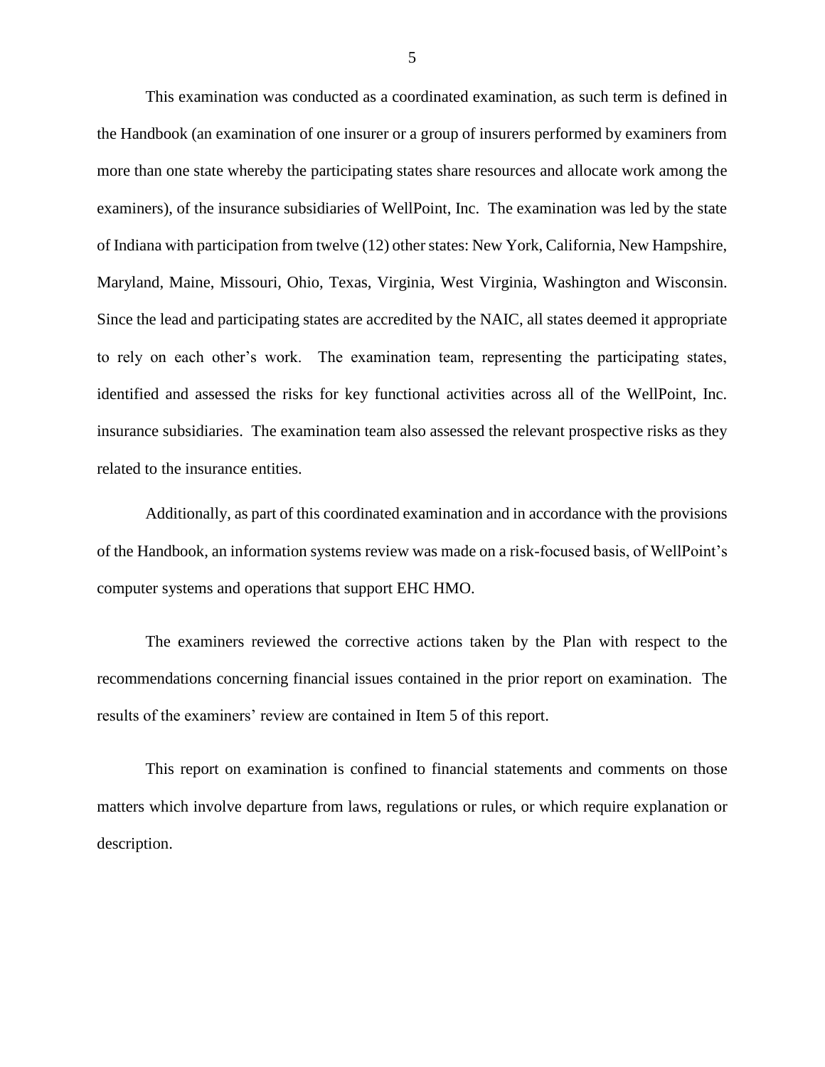This examination was conducted as a coordinated examination, as such term is defined in the Handbook (an examination of one insurer or a group of insurers performed by examiners from more than one state whereby the participating states share resources and allocate work among the examiners), of the insurance subsidiaries of WellPoint, Inc. The examination was led by the state of Indiana with participation from twelve (12) other states: New York, California, New Hampshire, Maryland, Maine, Missouri, Ohio, Texas, Virginia, West Virginia, Washington and Wisconsin. Since the lead and participating states are accredited by the NAIC, all states deemed it appropriate to rely on each other's work. The examination team, representing the participating states, identified and assessed the risks for key functional activities across all of the WellPoint, Inc. insurance subsidiaries. The examination team also assessed the relevant prospective risks as they related to the insurance entities.

Additionally, as part of this coordinated examination and in accordance with the provisions of the Handbook, an information systems review was made on a risk-focused basis, of WellPoint's computer systems and operations that support EHC HMO.

The examiners reviewed the corrective actions taken by the Plan with respect to the recommendations concerning financial issues contained in the prior report on examination. The results of the examiners' review are contained in Item 5 of this report.

This report on examination is confined to financial statements and comments on those matters which involve departure from laws, regulations or rules, or which require explanation or description.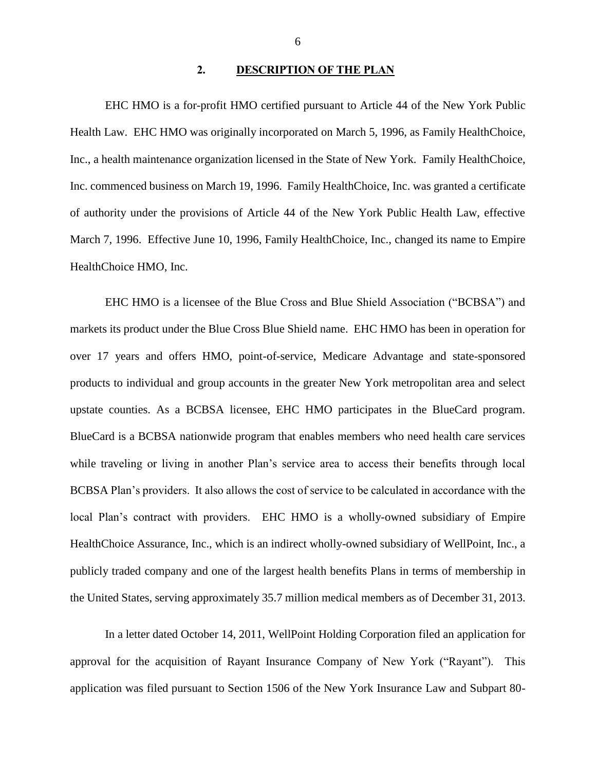## 2. DESCRIPTION OF THE PLAN

EHC HMO is a for-profit HMO certified pursuant to Article 44 of the New York Public Health Law. EHC HMO was originally incorporated on March 5, 1996, as Family HealthChoice, Inc., a health maintenance organization licensed in the State of New York. Family HealthChoice, Inc. commenced business on March 19, 1996. Family HealthChoice, Inc. was granted a certificate of authority under the provisions of Article 44 of the New York Public Health Law, effective March 7, 1996. Effective June 10, 1996, Family HealthChoice, Inc., changed its name to Empire HealthChoice HMO, Inc.

EHC HMO is a licensee of the Blue Cross and Blue Shield Association ("BCBSA") and markets its product under the Blue Cross Blue Shield name. EHC HMO has been in operation for over 17 years and offers HMO, point-of-service, Medicare Advantage and state-sponsored products to individual and group accounts in the greater New York metropolitan area and select upstate counties. As a BCBSA licensee, EHC HMO participates in the BlueCard program. BlueCard is a BCBSA nationwide program that enables members who need health care services while traveling or living in another Plan's service area to access their benefits through local BCBSA Plan's providers. It also allows the cost of service to be calculated in accordance with the local Plan's contract with providers. EHC HMO is a wholly-owned subsidiary of Empire HealthChoice Assurance, Inc., which is an indirect wholly-owned subsidiary of WellPoint, Inc., a publicly traded company and one of the largest health benefits Plans in terms of membership in the United States, serving approximately 35.7 million medical members as of December 31, 2013.

In a letter dated October 14, 2011, WellPoint Holding Corporation filed an application for approval for the acquisition of Rayant Insurance Company of New York ("Rayant"). This application was filed pursuant to Section 1506 of the New York Insurance Law and Subpart 80-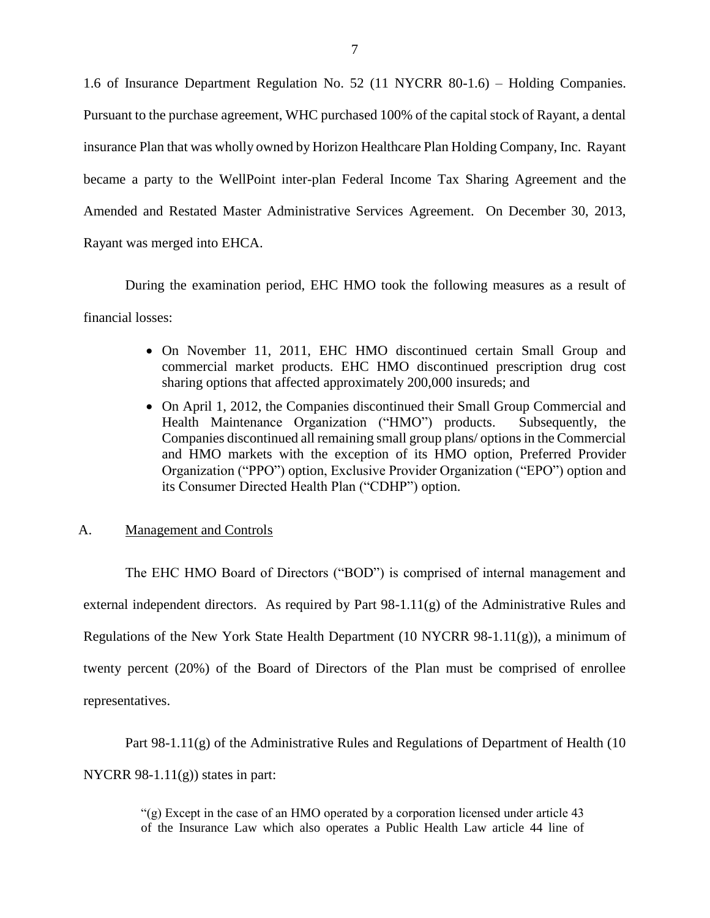1.6 of Insurance Department Regulation No. 52 (11 NYCRR 80-1.6) – Holding Companies. Pursuant to the purchase agreement, WHC purchased 100% of the capital stock of Rayant, a dental insurance Plan that was wholly owned by Horizon Healthcare Plan Holding Company, Inc. Rayant became a party to the WellPoint inter-plan Federal Income Tax Sharing Agreement and the Amended and Restated Master Administrative Services Agreement. On December 30, 2013, Rayant was merged into EHCA.

During the examination period, EHC HMO took the following measures as a result of financial losses:

- On November 11, 2011, EHC HMO discontinued certain Small Group and commercial market products. EHC HMO discontinued prescription drug cost sharing options that affected approximately 200,000 insureds; and
- On April 1, 2012, the Companies discontinued their Small Group Commercial and Health Maintenance Organization ("HMO") products. Subsequently, the Companies discontinued all remaining small group plans/ options in the Commercial and HMO markets with the exception of its HMO option, Preferred Provider Organization ("PPO") option, Exclusive Provider Organization ("EPO") option and its Consumer Directed Health Plan ("CDHP") option.

## A. Management and Controls

The EHC HMO Board of Directors ("BOD") is comprised of internal management and external independent directors. As required by Part 98-1.11(g) of the Administrative Rules and Regulations of the New York State Health Department (10 NYCRR 98-1.11(g)), a minimum of twenty percent (20%) of the Board of Directors of the Plan must be comprised of enrollee representatives.

Part 98-1.11(g) of the Administrative Rules and Regulations of Department of Health (10 NYCRR 98-1.11(g)) states in part:

> "(g) Except in the case of an HMO operated by a corporation licensed under article 43 of the Insurance Law which also operates a Public Health Law article 44 line of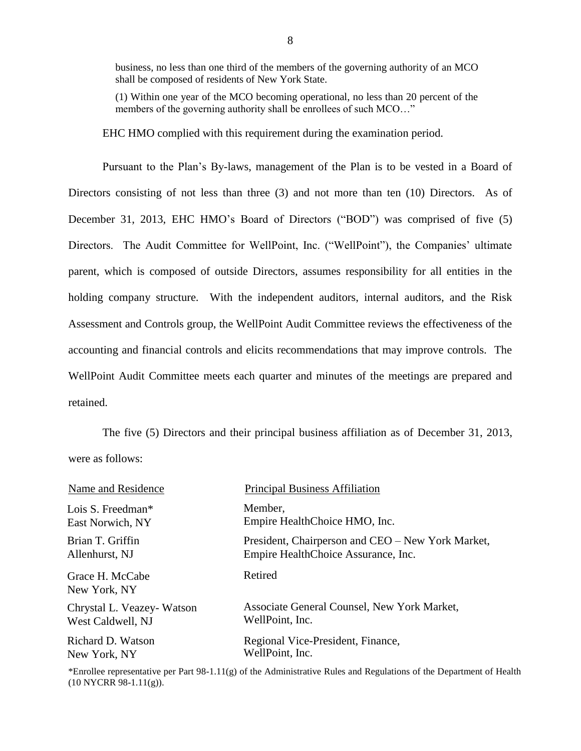> business, no less than one third of the members of the governing authority of an MCO shall be composed of residents of New York State.
>
> (1) Within one year of the MCO becoming operational, no less than 20 percent of the members of the governing authority shall be enrollees of such MCO…"

EHC HMO complied with this requirement during the examination period.

Pursuant to the Plan's By-laws, management of the Plan is to be vested in a Board of Directors consisting of not less than three (3) and not more than ten (10) Directors. As of December 31, 2013, EHC HMO's Board of Directors ("BOD") was comprised of five (5) Directors. The Audit Committee for WellPoint, Inc. ("WellPoint"), the Companies' ultimate parent, which is composed of outside Directors, assumes responsibility for all entities in the holding company structure. With the independent auditors, internal auditors, and the Risk Assessment and Controls group, the WellPoint Audit Committee reviews the effectiveness of the accounting and financial controls and elicits recommendations that may improve controls. The WellPoint Audit Committee meets each quarter and minutes of the meetings are prepared and retained.

The five (5) Directors and their principal business affiliation as of December 31, 2013, were as follows:

| Name and Residence | Principal Business Affiliation |
|---|---|
| Lois S. Freedman*<br>East Norwich, NY | Member,<br>Empire HealthChoice HMO, Inc. |
| Brian T. Griffin<br>Allenhurst, NJ | President, Chairperson and CEO – New York Market,<br>Empire HealthChoice Assurance, Inc. |
| Grace H. McCabe<br>New York, NY | Retired |
| Chrystal L. Veazey- Watson<br>West Caldwell, NJ | Associate General Counsel, New York Market,<br>WellPoint, Inc. |
| Richard D. Watson<br>New York, NY | Regional Vice-President, Finance,<br>WellPoint, Inc. |

*Enrollee representative per Part 98-1.11(g) of the Administrative Rules and Regulations of the Department of Health (10 NYCRR 98-1.11(g)).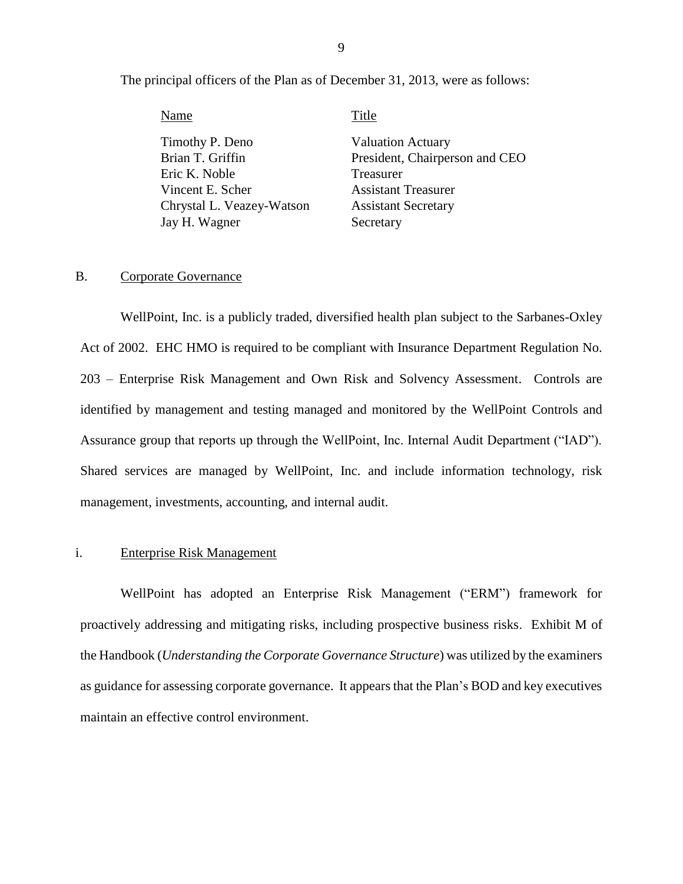The principal officers of the Plan as of December 31, 2013, were as follows:

| Name | Title |
|---|---|
| Timothy P. Deno | Valuation Actuary |
| Brian T. Griffin | President, Chairperson and CEO |
| Eric K. Noble | Treasurer |
| Vincent E. Scher | Assistant Treasurer |
| Chrystal L. Veazey-Watson | Assistant Secretary |
| Jay H. Wagner | Secretary |

## B. Corporate Governance

WellPoint, Inc. is a publicly traded, diversified health plan subject to the Sarbanes-Oxley Act of 2002. EHC HMO is required to be compliant with Insurance Department Regulation No. 203 – Enterprise Risk Management and Own Risk and Solvency Assessment. Controls are identified by management and testing managed and monitored by the WellPoint Controls and Assurance group that reports up through the WellPoint, Inc. Internal Audit Department ("IAD"). Shared services are managed by WellPoint, Inc. and include information technology, risk management, investments, accounting, and internal audit.

### i. Enterprise Risk Management

WellPoint has adopted an Enterprise Risk Management ("ERM") framework for proactively addressing and mitigating risks, including prospective business risks. Exhibit M of the Handbook (*Understanding the Corporate Governance Structure*) was utilized by the examiners as guidance for assessing corporate governance. It appears that the Plan's BOD and key executives maintain an effective control environment.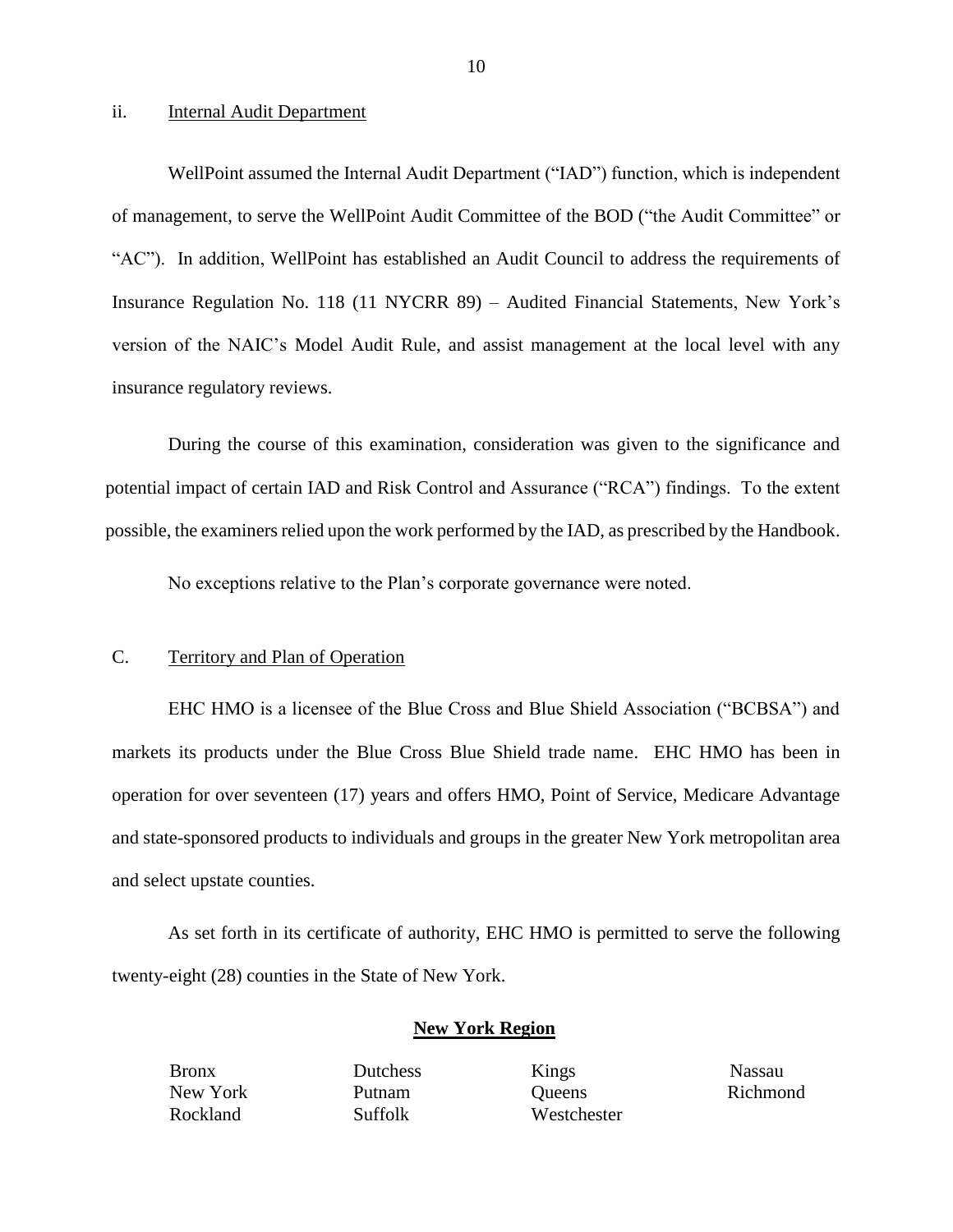ii. Internal Audit Department

WellPoint assumed the Internal Audit Department ("IAD") function, which is independent of management, to serve the WellPoint Audit Committee of the BOD ("the Audit Committee" or "AC"). In addition, WellPoint has established an Audit Council to address the requirements of Insurance Regulation No. 118 (11 NYCRR 89) – Audited Financial Statements, New York's version of the NAIC's Model Audit Rule, and assist management at the local level with any insurance regulatory reviews.

During the course of this examination, consideration was given to the significance and potential impact of certain IAD and Risk Control and Assurance ("RCA") findings. To the extent possible, the examiners relied upon the work performed by the IAD, as prescribed by the Handbook.

No exceptions relative to the Plan's corporate governance were noted.

## C. Territory and Plan of Operation

EHC HMO is a licensee of the Blue Cross and Blue Shield Association ("BCBSA") and markets its products under the Blue Cross Blue Shield trade name. EHC HMO has been in operation for over seventeen (17) years and offers HMO, Point of Service, Medicare Advantage and state-sponsored products to individuals and groups in the greater New York metropolitan area and select upstate counties.

As set forth in its certificate of authority, EHC HMO is permitted to serve the following twenty-eight (28) counties in the State of New York.

**New York Region**

| | | | |
|---|---|---|---|
| Bronx | Dutchess | Kings | Nassau |
| New York | Putnam | Queens | Richmond |
| Rockland | Suffolk | Westchester | |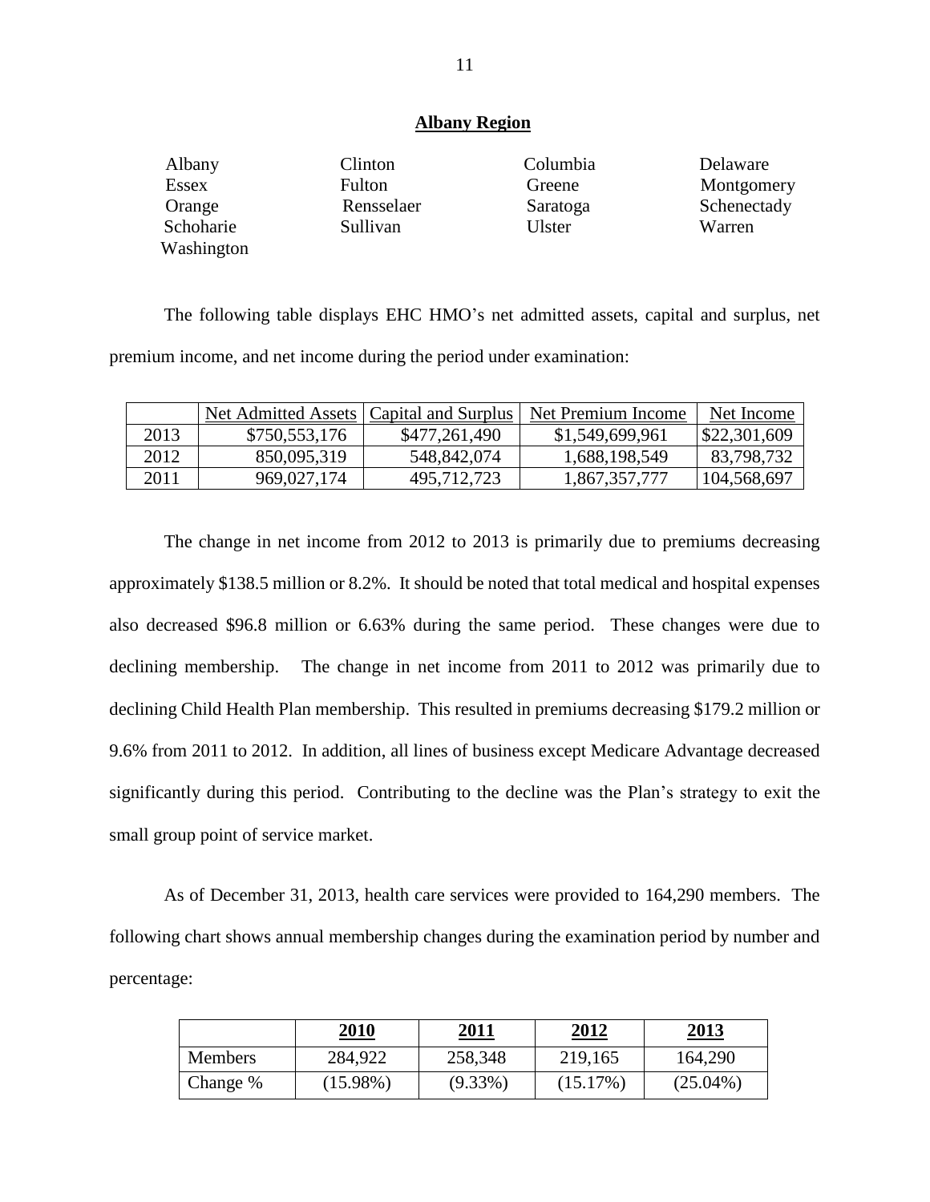## Albany Region

| Albany | Clinton | Columbia | Delaware |
|---|---|---|---|
| Essex | Fulton | Greene | Montgomery |
| Orange | Rensselaer | Saratoga | Schenectady |
| Schoharie | Sullivan | Ulster | Warren |
| Washington | | | |

The following table displays EHC HMO's net admitted assets, capital and surplus, net premium income, and net income during the period under examination:

| | Net Admitted Assets | Capital and Surplus | Net Premium Income | Net Income |
|---|---|---|---|---|
| 2013 | $750,553,176 | $477,261,490 | $1,549,699,961 | $22,301,609 |
| 2012 | 850,095,319 | 548,842,074 | 1,688,198,549 | 83,798,732 |
| 2011 | 969,027,174 | 495,712,723 | 1,867,357,777 | 104,568,697 |

The change in net income from 2012 to 2013 is primarily due to premiums decreasing approximately $138.5 million or 8.2%. It should be noted that total medical and hospital expenses also decreased $96.8 million or 6.63% during the same period. These changes were due to declining membership. The change in net income from 2011 to 2012 was primarily due to declining Child Health Plan membership. This resulted in premiums decreasing $179.2 million or 9.6% from 2011 to 2012. In addition, all lines of business except Medicare Advantage decreased significantly during this period. Contributing to the decline was the Plan's strategy to exit the small group point of service market.

As of December 31, 2013, health care services were provided to 164,290 members. The following chart shows annual membership changes during the examination period by number and percentage:

| | **2010** | **2011** | **2012** | **2013** |
|---|---|---|---|---|
| Members | 284,922 | 258,348 | 219,165 | 164,290 |
| Change % | (15.98%) | (9.33%) | (15.17%) | (25.04%) |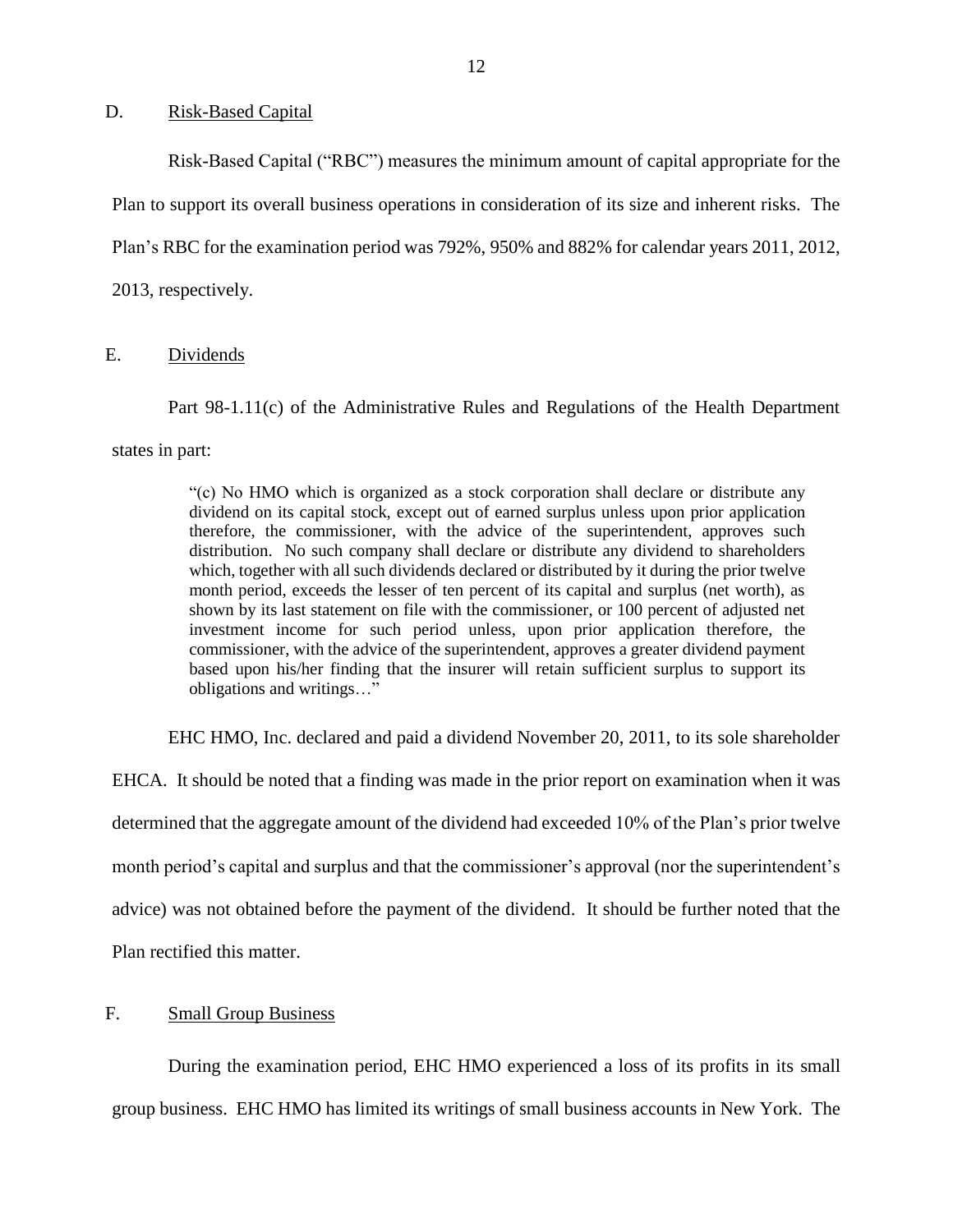## D. Risk-Based Capital

Risk-Based Capital ("RBC") measures the minimum amount of capital appropriate for the Plan to support its overall business operations in consideration of its size and inherent risks. The Plan's RBC for the examination period was 792%, 950% and 882% for calendar years 2011, 2012, 2013, respectively.

## E. Dividends

Part 98-1.11(c) of the Administrative Rules and Regulations of the Health Department states in part:

> "(c) No HMO which is organized as a stock corporation shall declare or distribute any dividend on its capital stock, except out of earned surplus unless upon prior application therefore, the commissioner, with the advice of the superintendent, approves such distribution. No such company shall declare or distribute any dividend to shareholders which, together with all such dividends declared or distributed by it during the prior twelve month period, exceeds the lesser of ten percent of its capital and surplus (net worth), as shown by its last statement on file with the commissioner, or 100 percent of adjusted net investment income for such period unless, upon prior application therefore, the commissioner, with the advice of the superintendent, approves a greater dividend payment based upon his/her finding that the insurer will retain sufficient surplus to support its obligations and writings…"

EHC HMO, Inc. declared and paid a dividend November 20, 2011, to its sole shareholder EHCA. It should be noted that a finding was made in the prior report on examination when it was determined that the aggregate amount of the dividend had exceeded 10% of the Plan's prior twelve month period's capital and surplus and that the commissioner's approval (nor the superintendent's advice) was not obtained before the payment of the dividend. It should be further noted that the Plan rectified this matter.

## F. Small Group Business

During the examination period, EHC HMO experienced a loss of its profits in its small group business. EHC HMO has limited its writings of small business accounts in New York. The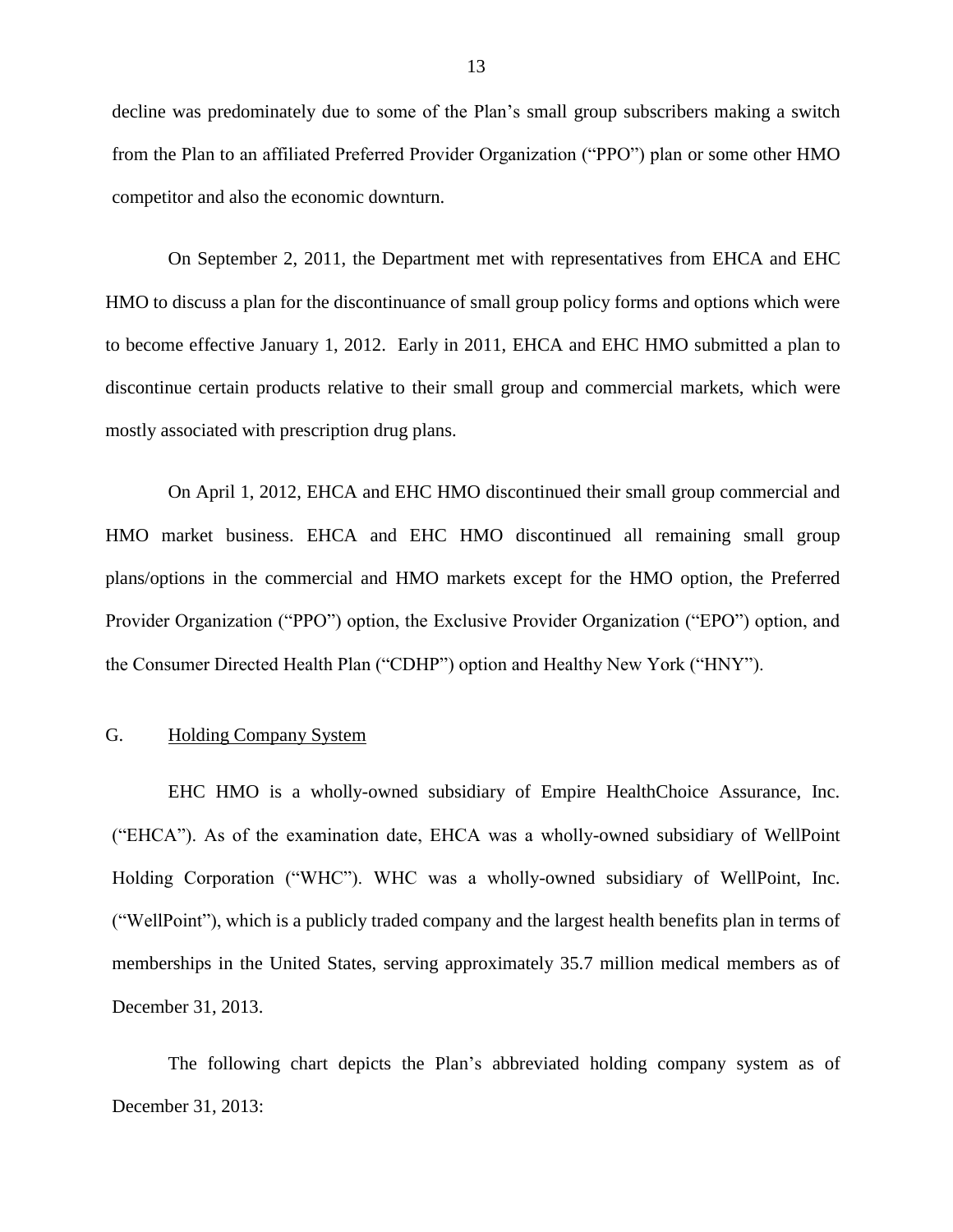decline was predominately due to some of the Plan's small group subscribers making a switch from the Plan to an affiliated Preferred Provider Organization ("PPO") plan or some other HMO competitor and also the economic downturn.

On September 2, 2011, the Department met with representatives from EHCA and EHC HMO to discuss a plan for the discontinuance of small group policy forms and options which were to become effective January 1, 2012. Early in 2011, EHCA and EHC HMO submitted a plan to discontinue certain products relative to their small group and commercial markets, which were mostly associated with prescription drug plans.

On April 1, 2012, EHCA and EHC HMO discontinued their small group commercial and HMO market business. EHCA and EHC HMO discontinued all remaining small group plans/options in the commercial and HMO markets except for the HMO option, the Preferred Provider Organization ("PPO") option, the Exclusive Provider Organization ("EPO") option, and the Consumer Directed Health Plan ("CDHP") option and Healthy New York ("HNY").

## G. Holding Company System

EHC HMO is a wholly-owned subsidiary of Empire HealthChoice Assurance, Inc. ("EHCA"). As of the examination date, EHCA was a wholly-owned subsidiary of WellPoint Holding Corporation ("WHC"). WHC was a wholly-owned subsidiary of WellPoint, Inc. ("WellPoint"), which is a publicly traded company and the largest health benefits plan in terms of memberships in the United States, serving approximately 35.7 million medical members as of December 31, 2013.

The following chart depicts the Plan's abbreviated holding company system as of December 31, 2013: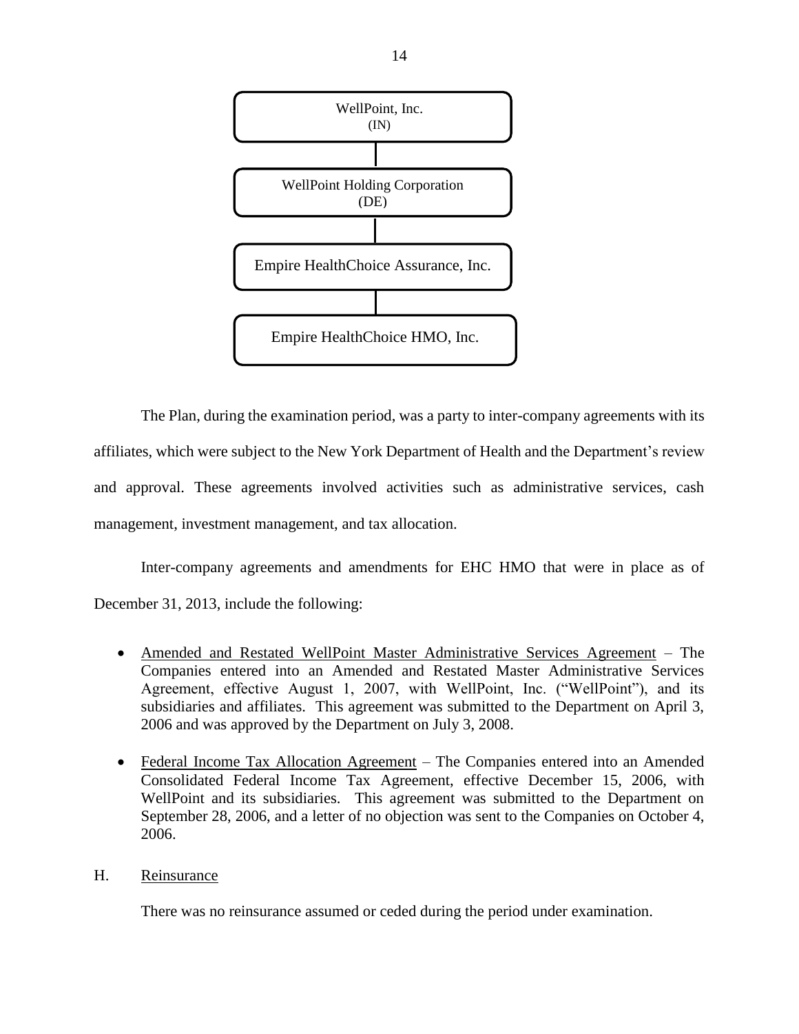WellPoint, Inc.
(IN)

WellPoint Holding Corporation
(DE)

Empire HealthChoice Assurance, Inc.

Empire HealthChoice HMO, Inc.

The Plan, during the examination period, was a party to inter-company agreements with its affiliates, which were subject to the New York Department of Health and the Department's review and approval. These agreements involved activities such as administrative services, cash management, investment management, and tax allocation.

Inter-company agreements and amendments for EHC HMO that were in place as of December 31, 2013, include the following:

- Amended and Restated WellPoint Master Administrative Services Agreement – The Companies entered into an Amended and Restated Master Administrative Services Agreement, effective August 1, 2007, with WellPoint, Inc. ("WellPoint"), and its subsidiaries and affiliates. This agreement was submitted to the Department on April 3, 2006 and was approved by the Department on July 3, 2008.

- Federal Income Tax Allocation Agreement – The Companies entered into an Amended Consolidated Federal Income Tax Agreement, effective December 15, 2006, with WellPoint and its subsidiaries. This agreement was submitted to the Department on September 28, 2006, and a letter of no objection was sent to the Companies on October 4, 2006.

## H. Reinsurance

There was no reinsurance assumed or ceded during the period under examination.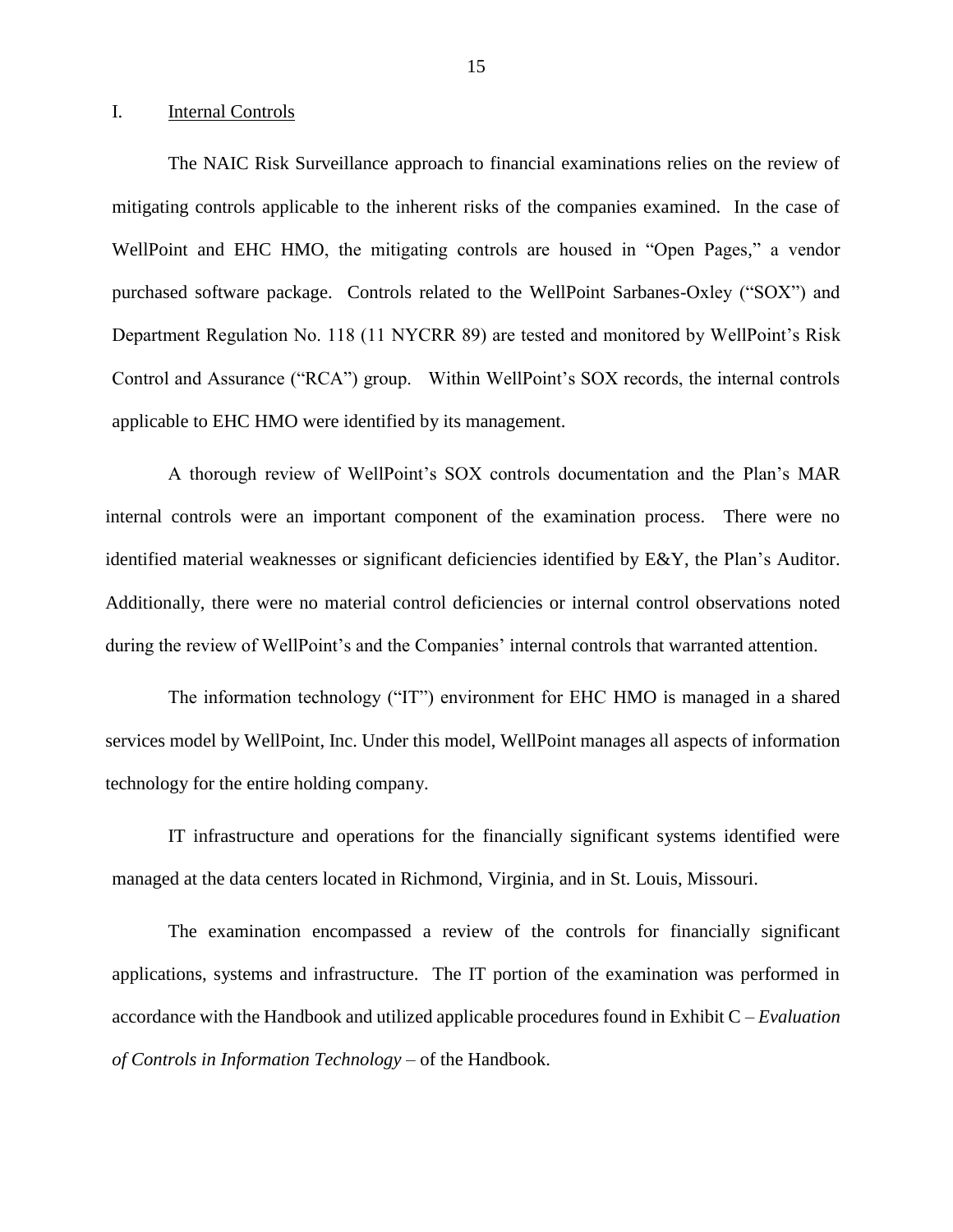## I. Internal Controls

The NAIC Risk Surveillance approach to financial examinations relies on the review of mitigating controls applicable to the inherent risks of the companies examined. In the case of WellPoint and EHC HMO, the mitigating controls are housed in "Open Pages," a vendor purchased software package. Controls related to the WellPoint Sarbanes-Oxley ("SOX") and Department Regulation No. 118 (11 NYCRR 89) are tested and monitored by WellPoint's Risk Control and Assurance ("RCA") group. Within WellPoint's SOX records, the internal controls applicable to EHC HMO were identified by its management.

A thorough review of WellPoint's SOX controls documentation and the Plan's MAR internal controls were an important component of the examination process. There were no identified material weaknesses or significant deficiencies identified by E&Y, the Plan's Auditor. Additionally, there were no material control deficiencies or internal control observations noted during the review of WellPoint's and the Companies' internal controls that warranted attention.

The information technology ("IT") environment for EHC HMO is managed in a shared services model by WellPoint, Inc. Under this model, WellPoint manages all aspects of information technology for the entire holding company.

IT infrastructure and operations for the financially significant systems identified were managed at the data centers located in Richmond, Virginia, and in St. Louis, Missouri.

The examination encompassed a review of the controls for financially significant applications, systems and infrastructure. The IT portion of the examination was performed in accordance with the Handbook and utilized applicable procedures found in Exhibit C – *Evaluation of Controls in Information Technology* – of the Handbook.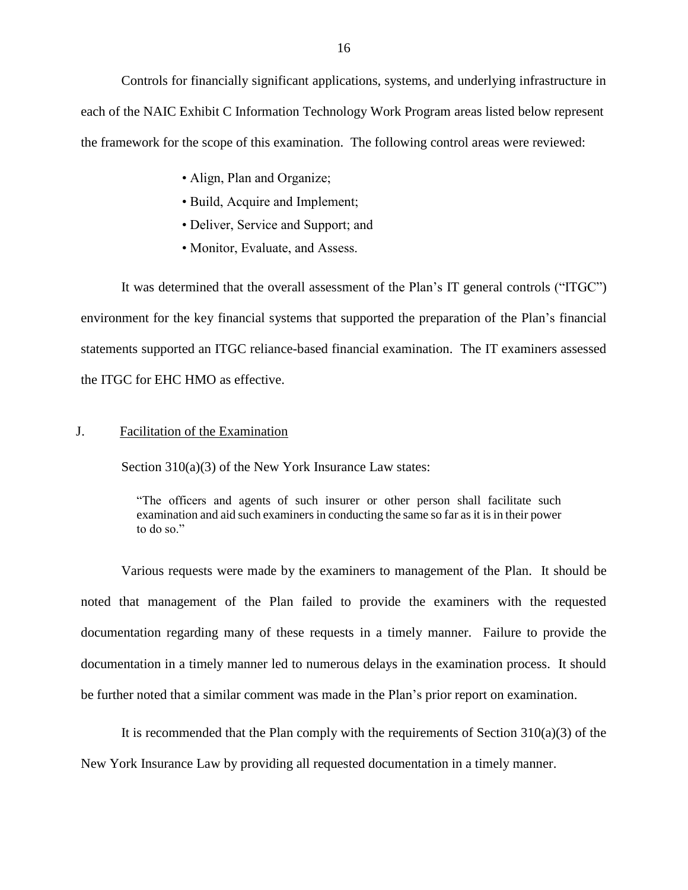Controls for financially significant applications, systems, and underlying infrastructure in each of the NAIC Exhibit C Information Technology Work Program areas listed below represent the framework for the scope of this examination. The following control areas were reviewed:

- Align, Plan and Organize;
- Build, Acquire and Implement;
- Deliver, Service and Support; and
- Monitor, Evaluate, and Assess.

It was determined that the overall assessment of the Plan's IT general controls ("ITGC") environment for the key financial systems that supported the preparation of the Plan's financial statements supported an ITGC reliance-based financial examination. The IT examiners assessed the ITGC for EHC HMO as effective.

## J. Facilitation of the Examination

Section 310(a)(3) of the New York Insurance Law states:

> "The officers and agents of such insurer or other person shall facilitate such examination and aid such examiners in conducting the same so far as it is in their power to do so."

Various requests were made by the examiners to management of the Plan. It should be noted that management of the Plan failed to provide the examiners with the requested documentation regarding many of these requests in a timely manner. Failure to provide the documentation in a timely manner led to numerous delays in the examination process. It should be further noted that a similar comment was made in the Plan's prior report on examination.

It is recommended that the Plan comply with the requirements of Section 310(a)(3) of the New York Insurance Law by providing all requested documentation in a timely manner.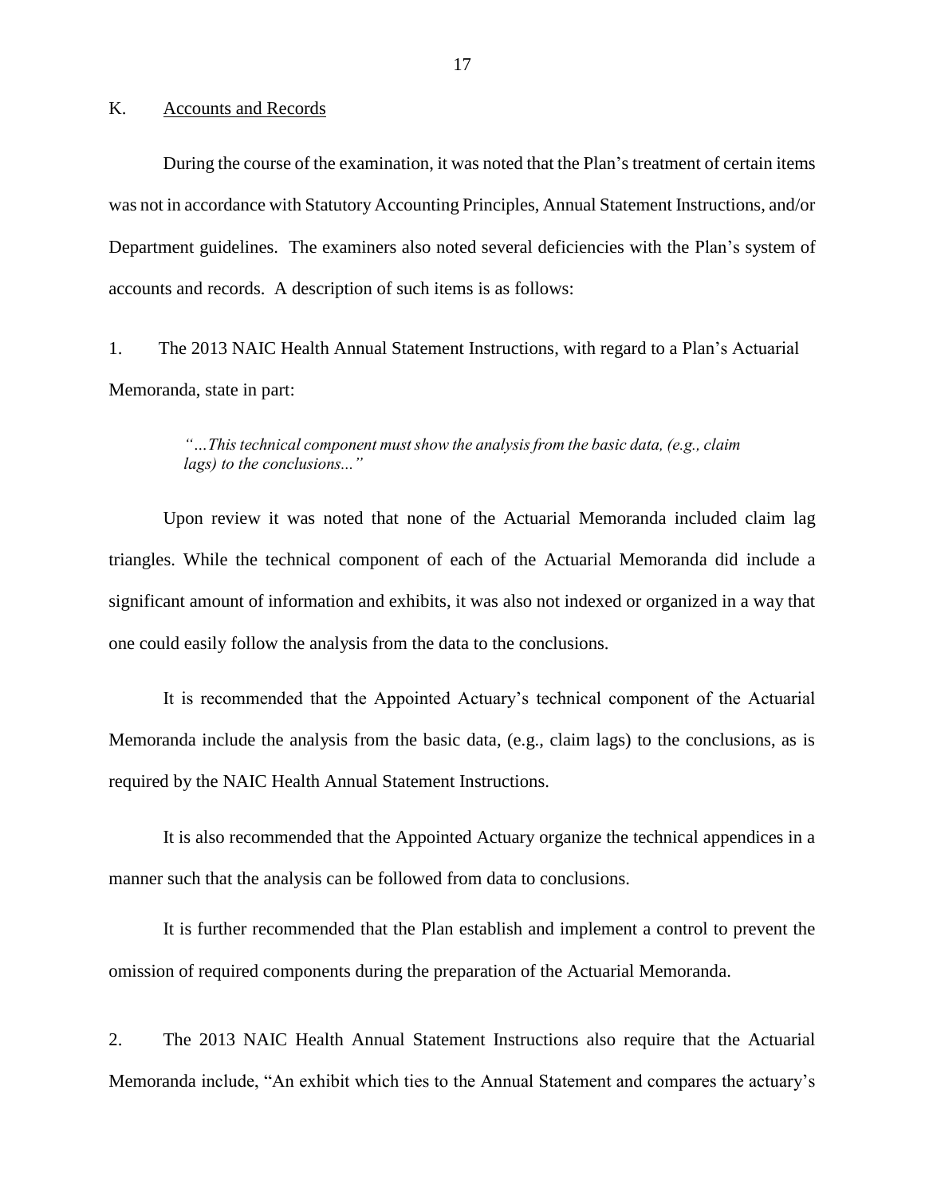## K. Accounts and Records

During the course of the examination, it was noted that the Plan's treatment of certain items was not in accordance with Statutory Accounting Principles, Annual Statement Instructions, and/or Department guidelines. The examiners also noted several deficiencies with the Plan's system of accounts and records. A description of such items is as follows:

1. The 2013 NAIC Health Annual Statement Instructions, with regard to a Plan's Actuarial Memoranda, state in part:

> *"…This technical component must show the analysis from the basic data, (e.g., claim lags) to the conclusions..."*

Upon review it was noted that none of the Actuarial Memoranda included claim lag triangles. While the technical component of each of the Actuarial Memoranda did include a significant amount of information and exhibits, it was also not indexed or organized in a way that one could easily follow the analysis from the data to the conclusions.

It is recommended that the Appointed Actuary's technical component of the Actuarial Memoranda include the analysis from the basic data, (e.g., claim lags) to the conclusions, as is required by the NAIC Health Annual Statement Instructions.

It is also recommended that the Appointed Actuary organize the technical appendices in a manner such that the analysis can be followed from data to conclusions.

It is further recommended that the Plan establish and implement a control to prevent the omission of required components during the preparation of the Actuarial Memoranda.

2. The 2013 NAIC Health Annual Statement Instructions also require that the Actuarial Memoranda include, "An exhibit which ties to the Annual Statement and compares the actuary's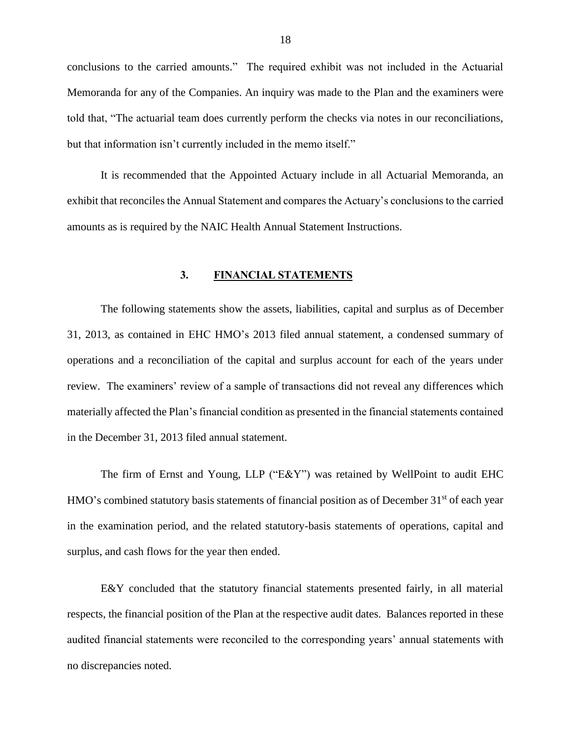conclusions to the carried amounts." The required exhibit was not included in the Actuarial Memoranda for any of the Companies. An inquiry was made to the Plan and the examiners were told that, "The actuarial team does currently perform the checks via notes in our reconciliations, but that information isn't currently included in the memo itself."

It is recommended that the Appointed Actuary include in all Actuarial Memoranda, an exhibit that reconciles the Annual Statement and compares the Actuary's conclusions to the carried amounts as is required by the NAIC Health Annual Statement Instructions.

## 3. FINANCIAL STATEMENTS

The following statements show the assets, liabilities, capital and surplus as of December 31, 2013, as contained in EHC HMO's 2013 filed annual statement, a condensed summary of operations and a reconciliation of the capital and surplus account for each of the years under review. The examiners' review of a sample of transactions did not reveal any differences which materially affected the Plan's financial condition as presented in the financial statements contained in the December 31, 2013 filed annual statement.

The firm of Ernst and Young, LLP ("E&Y") was retained by WellPoint to audit EHC HMO's combined statutory basis statements of financial position as of December 31st of each year in the examination period, and the related statutory-basis statements of operations, capital and surplus, and cash flows for the year then ended.

E&Y concluded that the statutory financial statements presented fairly, in all material respects, the financial position of the Plan at the respective audit dates. Balances reported in these audited financial statements were reconciled to the corresponding years' annual statements with no discrepancies noted.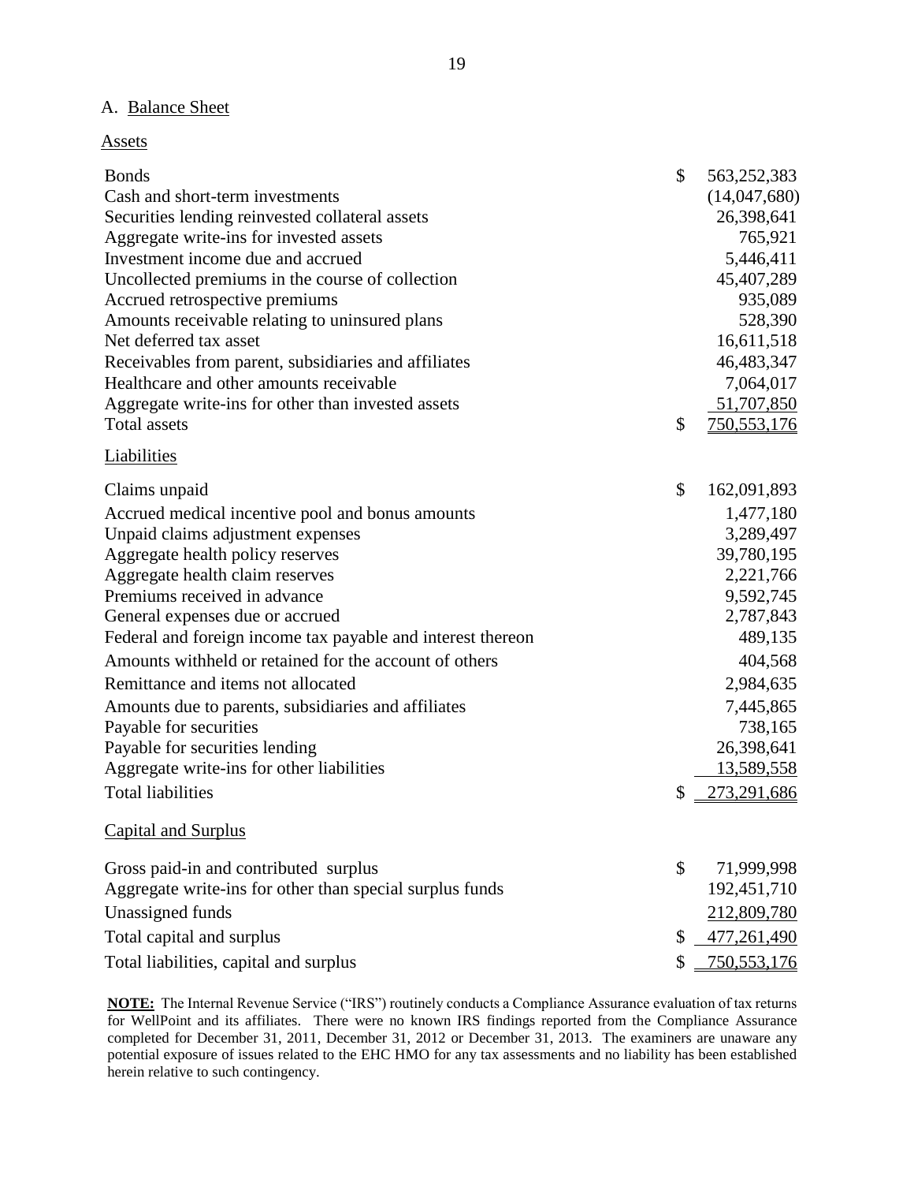## A. Balance Sheet

### Assets

| | |
|---|---|
| Bonds | $ 563,252,383 |
| Cash and short-term investments | (14,047,680) |
| Securities lending reinvested collateral assets | 26,398,641 |
| Aggregate write-ins for invested assets | 765,921 |
| Investment income due and accrued | 5,446,411 |
| Uncollected premiums in the course of collection | 45,407,289 |
| Accrued retrospective premiums | 935,089 |
| Amounts receivable relating to uninsured plans | 528,390 |
| Net deferred tax asset | 16,611,518 |
| Receivables from parent, subsidiaries and affiliates | 46,483,347 |
| Healthcare and other amounts receivable | 7,064,017 |
| Aggregate write-ins for other than invested assets | 51,707,850 |
| Total assets | $ 750,553,176 |

### Liabilities

| | |
|---|---|
| Claims unpaid | $ 162,091,893 |
| Accrued medical incentive pool and bonus amounts | 1,477,180 |
| Unpaid claims adjustment expenses | 3,289,497 |
| Aggregate health policy reserves | 39,780,195 |
| Aggregate health claim reserves | 2,221,766 |
| Premiums received in advance | 9,592,745 |
| General expenses due or accrued | 2,787,843 |
| Federal and foreign income tax payable and interest thereon | 489,135 |
| Amounts withheld or retained for the account of others | 404,568 |
| Remittance and items not allocated | 2,984,635 |
| Amounts due to parents, subsidiaries and affiliates | 7,445,865 |
| Payable for securities | 738,165 |
| Payable for securities lending | 26,398,641 |
| Aggregate write-ins for other liabilities | 13,589,558 |
| Total liabilities | $ 273,291,686 |

### Capital and Surplus

| | |
|---|---|
| Gross paid-in and contributed surplus | $ 71,999,998 |
| Aggregate write-ins for other than special surplus funds | 192,451,710 |
| Unassigned funds | 212,809,780 |
| Total capital and surplus | $ 477,261,490 |
| Total liabilities, capital and surplus | $ 750,553,176 |

**NOTE:** The Internal Revenue Service ("IRS") routinely conducts a Compliance Assurance evaluation of tax returns for WellPoint and its affiliates. There were no known IRS findings reported from the Compliance Assurance completed for December 31, 2011, December 31, 2012 or December 31, 2013. The examiners are unaware any potential exposure of issues related to the EHC HMO for any tax assessments and no liability has been established herein relative to such contingency.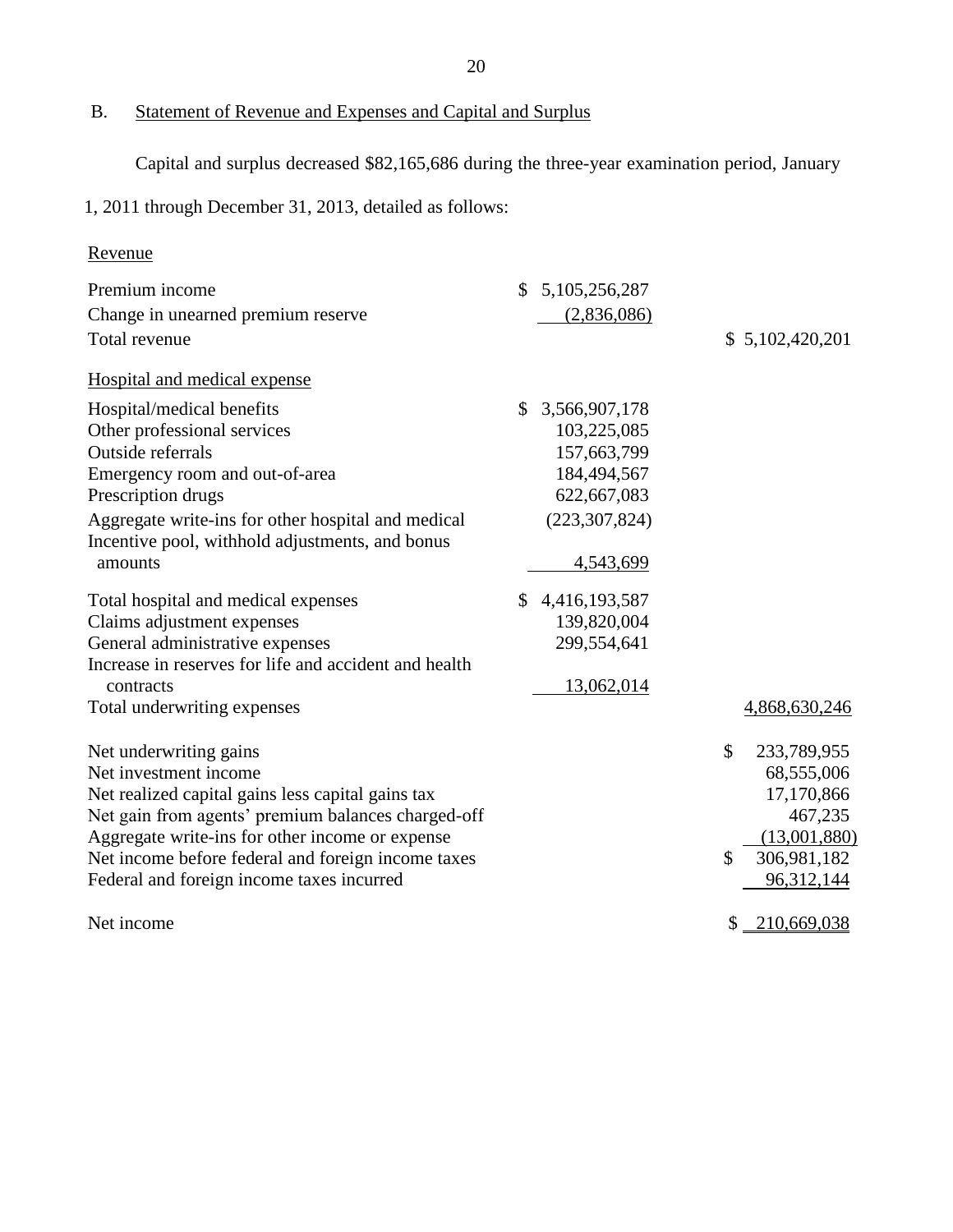## B. Statement of Revenue and Expenses and Capital and Surplus

Capital and surplus decreased $82,165,686 during the three-year examination period, January 1, 2011 through December 31, 2013, detailed as follows:

| | | |
|---|---|---|
| Revenue | | |
| Premium income | $ 5,105,256,287 | |
| Change in unearned premium reserve | (2,836,086) | |
| Total revenue | | $ 5,102,420,201 |
| Hospital and medical expense | | |
| Hospital/medical benefits | $ 3,566,907,178 | |
| Other professional services | 103,225,085 | |
| Outside referrals | 157,663,799 | |
| Emergency room and out-of-area | 184,494,567 | |
| Prescription drugs | 622,667,083 | |
| Aggregate write-ins for other hospital and medical | (223,307,824) | |
| Incentive pool, withhold adjustments, and bonus amounts | 4,543,699 | |
| Total hospital and medical expenses | $ 4,416,193,587 | |
| Claims adjustment expenses | 139,820,004 | |
| General administrative expenses | 299,554,641 | |
| Increase in reserves for life and accident and health contracts | 13,062,014 | |
| Total underwriting expenses | | 4,868,630,246 |
| Net underwriting gains | | $ 233,789,955 |
| Net investment income | | 68,555,006 |
| Net realized capital gains less capital gains tax | | 17,170,866 |
| Net gain from agents' premium balances charged-off | | 467,235 |
| Aggregate write-ins for other income or expense | | (13,001,880) |
| Net income before federal and foreign income taxes | | $ 306,981,182 |
| Federal and foreign income taxes incurred | | 96,312,144 |
| Net income | | $ 210,669,038 |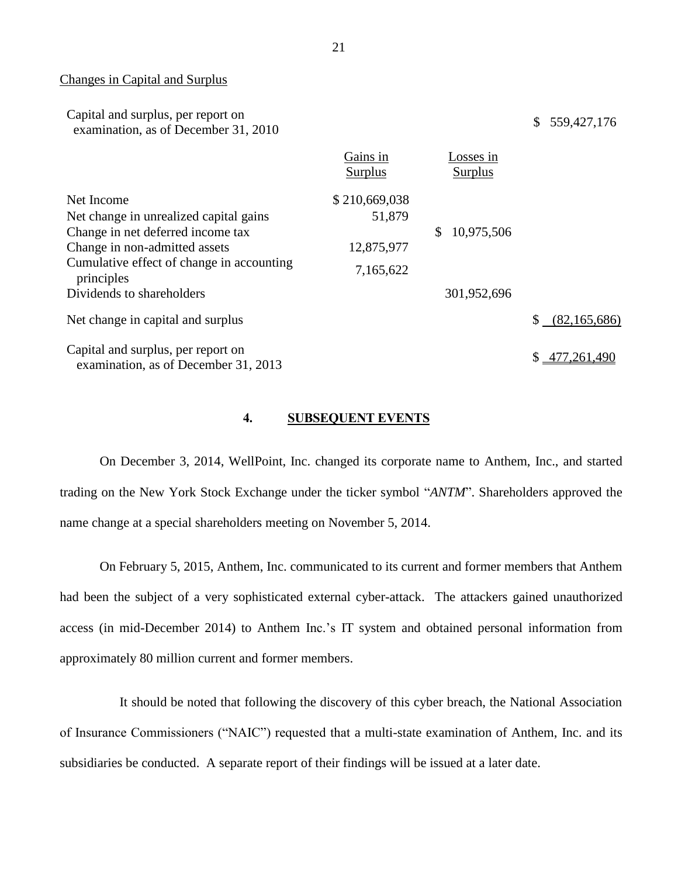Changes in Capital and Surplus

| | Gains in Surplus | Losses in Surplus | |
|---|---|---|---|
| Capital and surplus, per report on examination, as of December 31, 2010 | | | $ 559,427,176 |
| Net Income | $ 210,669,038 | | |
| Net change in unrealized capital gains | 51,879 | | |
| Change in net deferred income tax | | $ 10,975,506 | |
| Change in non-admitted assets | 12,875,977 | | |
| Cumulative effect of change in accounting principles | 7,165,622 | | |
| Dividends to shareholders | | 301,952,696 | |
| Net change in capital and surplus | | | $ (82,165,686) |
| Capital and surplus, per report on examination, as of December 31, 2013 | | | $ 477,261,490 |

## 4. SUBSEQUENT EVENTS

On December 3, 2014, WellPoint, Inc. changed its corporate name to Anthem, Inc., and started trading on the New York Stock Exchange under the ticker symbol "*ANTM*". Shareholders approved the name change at a special shareholders meeting on November 5, 2014.

On February 5, 2015, Anthem, Inc. communicated to its current and former members that Anthem had been the subject of a very sophisticated external cyber-attack. The attackers gained unauthorized access (in mid-December 2014) to Anthem Inc.'s IT system and obtained personal information from approximately 80 million current and former members.

It should be noted that following the discovery of this cyber breach, the National Association of Insurance Commissioners ("NAIC") requested that a multi-state examination of Anthem, Inc. and its subsidiaries be conducted. A separate report of their findings will be issued at a later date.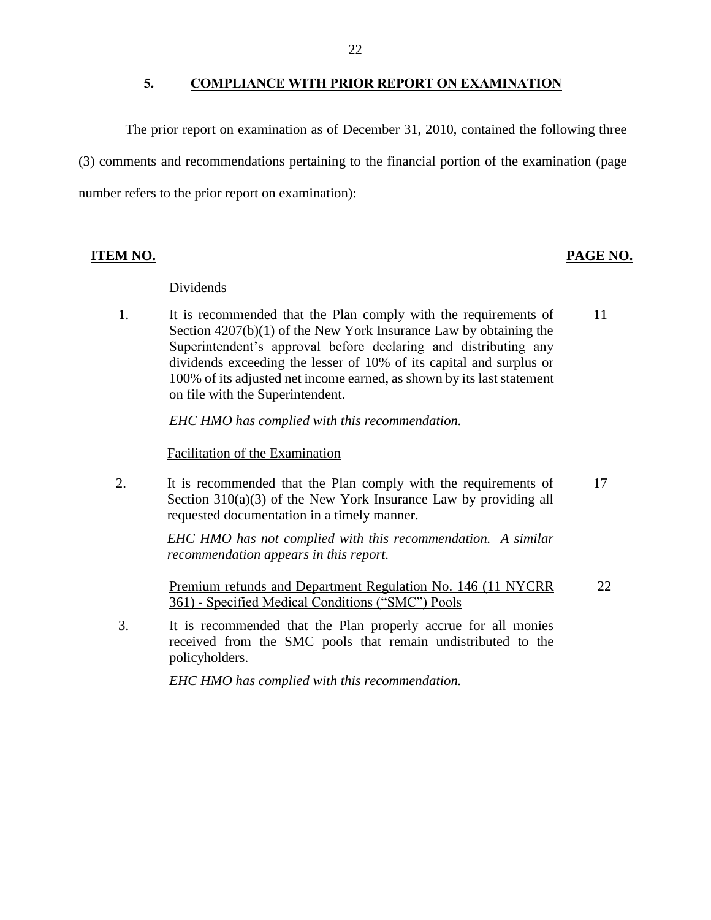## 5. COMPLIANCE WITH PRIOR REPORT ON EXAMINATION

The prior report on examination as of December 31, 2010, contained the following three (3) comments and recommendations pertaining to the financial portion of the examination (page number refers to the prior report on examination):

| ITEM NO. | | PAGE NO. |
|---|---|---|
| | Dividends | |
| 1. | It is recommended that the Plan comply with the requirements of Section 4207(b)(1) of the New York Insurance Law by obtaining the Superintendent's approval before declaring and distributing any dividends exceeding the lesser of 10% of its capital and surplus or 100% of its adjusted net income earned, as shown by its last statement on file with the Superintendent.<br><br>*EHC HMO has complied with this recommendation.* | 11 |
| | Facilitation of the Examination | |
| 2. | It is recommended that the Plan comply with the requirements of Section 310(a)(3) of the New York Insurance Law by providing all requested documentation in a timely manner.<br><br>*EHC HMO has not complied with this recommendation. A similar recommendation appears in this report.* | 17 |
| | Premium refunds and Department Regulation No. 146 (11 NYCRR 361) - Specified Medical Conditions ("SMC") Pools | 22 |
| 3. | It is recommended that the Plan properly accrue for all monies received from the SMC pools that remain undistributed to the policyholders.<br><br>*EHC HMO has complied with this recommendation.* | |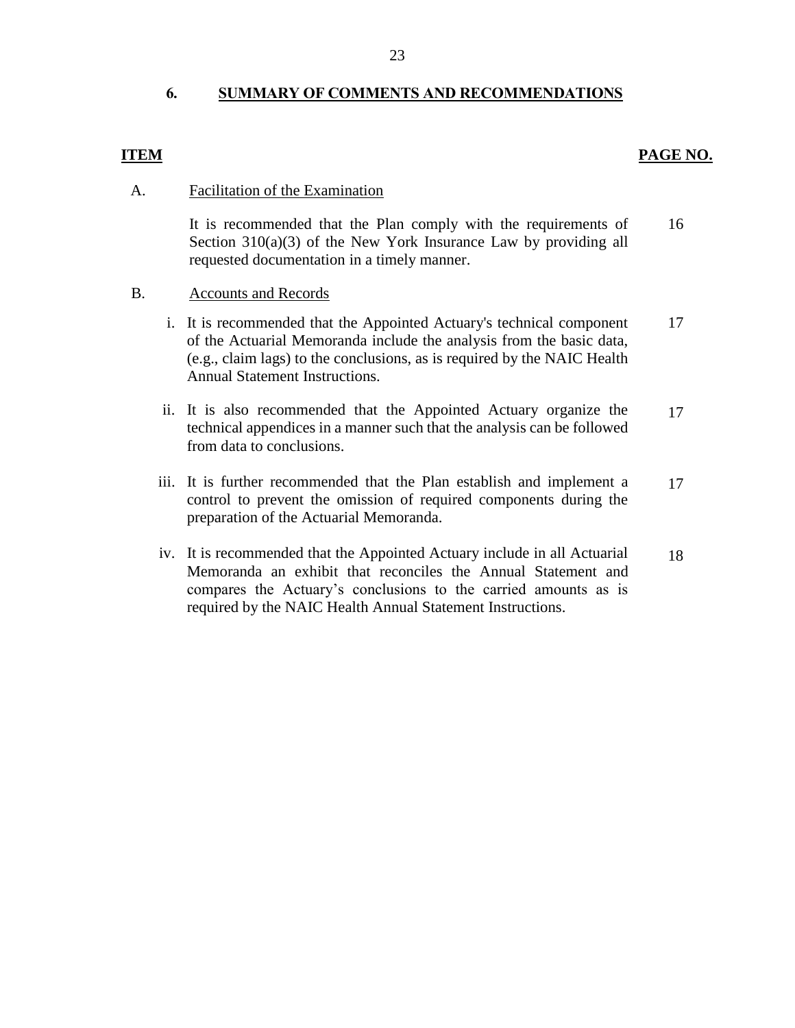## 6. SUMMARY OF COMMENTS AND RECOMMENDATIONS

| ITEM | | PAGE NO. |
|---|---|---|
| A. | Facilitation of the Examination | |
| | It is recommended that the Plan comply with the requirements of Section 310(a)(3) of the New York Insurance Law by providing all requested documentation in a timely manner. | 16 |
| B. | Accounts and Records | |
| | i. It is recommended that the Appointed Actuary's technical component of the Actuarial Memoranda include the analysis from the basic data, (e.g., claim lags) to the conclusions, as is required by the NAIC Health Annual Statement Instructions. | 17 |
| | ii. It is also recommended that the Appointed Actuary organize the technical appendices in a manner such that the analysis can be followed from data to conclusions. | 17 |
| | iii. It is further recommended that the Plan establish and implement a control to prevent the omission of required components during the preparation of the Actuarial Memoranda. | 17 |
| | iv. It is recommended that the Appointed Actuary include in all Actuarial Memoranda an exhibit that reconciles the Annual Statement and compares the Actuary's conclusions to the carried amounts as is required by the NAIC Health Annual Statement Instructions. | 18 |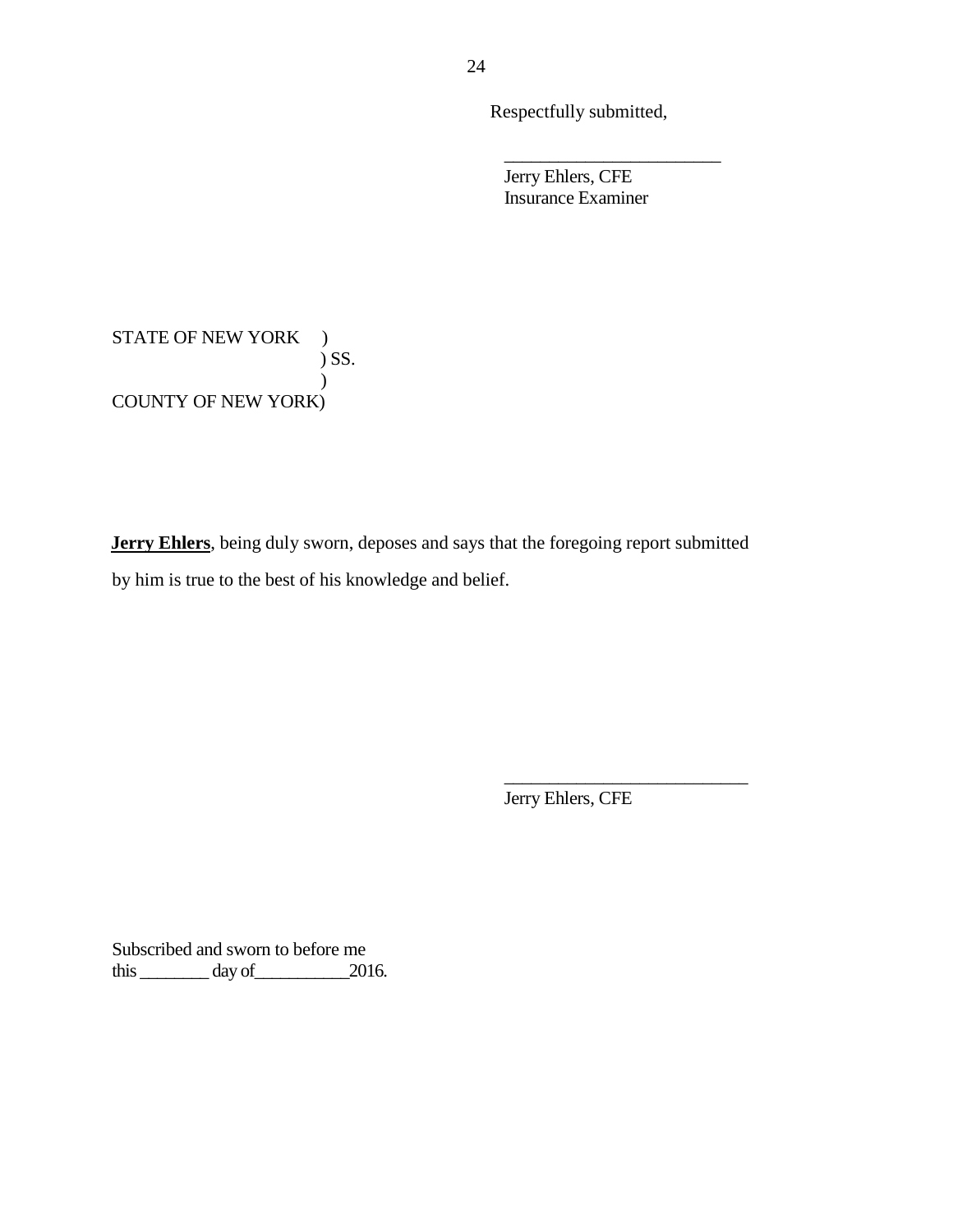Respectfully submitted,

_______________________
Jerry Ehlers, CFE
Insurance Examiner

STATE OF NEW YORK )
) SS.
)
COUNTY OF NEW YORK)

**Jerry Ehlers**, being duly sworn, deposes and says that the foregoing report submitted by him is true to the best of his knowledge and belief.

_________________________
Jerry Ehlers, CFE

Subscribed and sworn to before me
this ________ day of___________2016.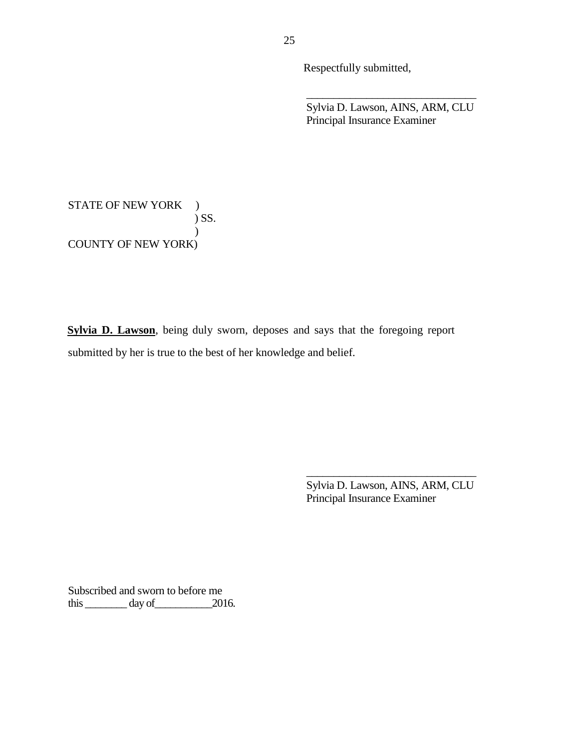Respectfully submitted,

_______________________________
Sylvia D. Lawson, AINS, ARM, CLU
Principal Insurance Examiner

STATE OF NEW YORK )
) SS.
)
COUNTY OF NEW YORK)

**Sylvia D. Lawson**, being duly sworn, deposes and says that the foregoing report submitted by her is true to the best of her knowledge and belief.

_______________________________
Sylvia D. Lawson, AINS, ARM, CLU
Principal Insurance Examiner

Subscribed and sworn to before me
this ________ day of___________2016.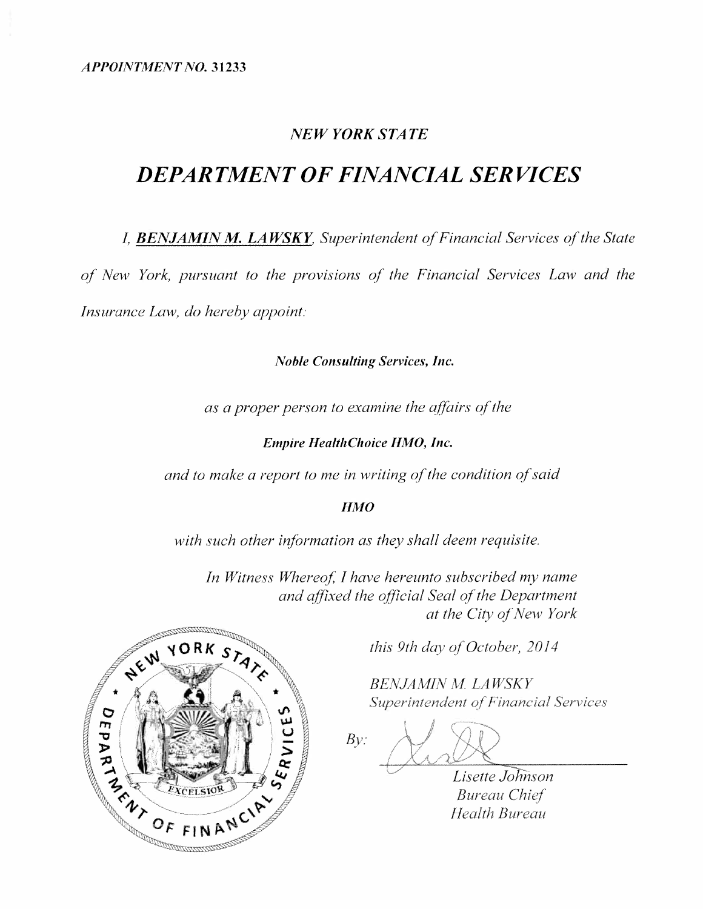*APPOINTMENT NO.* 31233

## *NEW YORK STATE*

# *DEPARTMENT OF FINANCIAL SERVICES*

*I,* ***BENJAMIN M. LAWSKY****, Superintendent of Financial Services of the State of New York, pursuant to the provisions of the Financial Services Law and the Insurance Law, do hereby appoint:*

***Noble Consulting Services, Inc.***

*as a proper person to examine the affairs of the*

***Empire HealthChoice HMO, Inc.***

*and to make a report to me in writing of the condition of said*

***HMO***

*with such other information as they shall deem requisite.*

*In Witness Whereof, I have hereunto subscribed my name and affixed the official Seal of the Department at the City of New York*

*this 9th day of October, 2014*

*BENJAMIN M. LAWSKY*
*Superintendent of Financial Services*

*By:*

*Lisette Johnson*
*Bureau Chief*
*Health Bureau*

NEW YORK STATE DEPARTMENT OF FINANCIAL SERVICES

EXCELSIOR